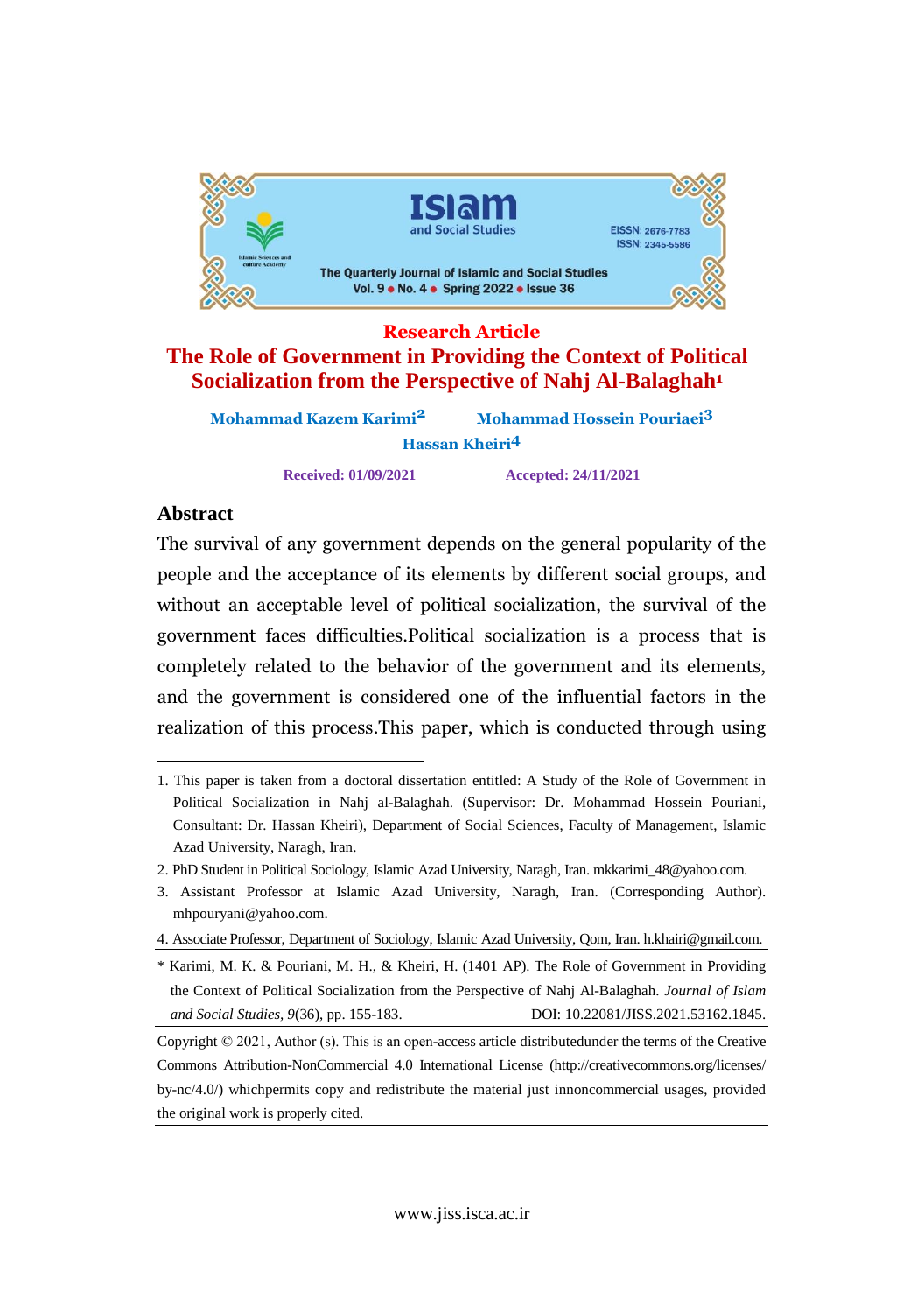Research Article

# The Role of Government in Providing the Context of Political Socialization from the Perspective of Nahj Al-Balaghah[1]

**Mohammad Kazem Karimi**[2] **Mohammad Hossein Pouriaei**[3]
**Hassan Kheiri**[4]

**Received: 01/09/2021** **Accepted: 24/11/2021**

## Abstract

The survival of any government depends on the general popularity of the people and the acceptance of its elements by different social groups, and without an acceptable level of political socialization, the survival of the government faces difficulties.Political socialization is a process that is completely related to the behavior of the government and its elements, and the government is considered one of the influential factors in the realization of this process.This paper, which is conducted through using

---

1. This paper is taken from a doctoral dissertation entitled: A Study of the Role of Government in Political Socialization in Nahj al-Balaghah. (Supervisor: Dr. Mohammad Hossein Pouriani, Consultant: Dr. Hassan Kheiri), Department of Social Sciences, Faculty of Management, Islamic Azad University, Naragh, Iran.
2. PhD Student in Political Sociology, Islamic Azad University, Naragh, Iran. mkkarimi_48@yahoo.com.
3. Assistant Professor at Islamic Azad University, Naragh, Iran. (Corresponding Author). mhpouryani@yahoo.com.
4. Associate Professor, Department of Sociology, Islamic Azad University, Qom, Iran. h.khairi@gmail.com.

\* Karimi, M. K. & Pouriani, M. H., & Kheiri, H. (1401 AP). The Role of Government in Providing the Context of Political Socialization from the Perspective of Nahj Al-Balaghah. *Journal of Islam and Social Studies*, *9*(36), pp. 155-183. DOI: 10.22081/JISS.2021.53162.1845.

Copyright © 2021, Author (s). This is an open-access article distributedunder the terms of the Creative Commons Attribution-NonCommercial 4.0 International License (http://creativecommons.org/licenses/by-nc/4.0/) whichpermits copy and redistribute the material just innoncommercial usages, provided the original work is properly cited.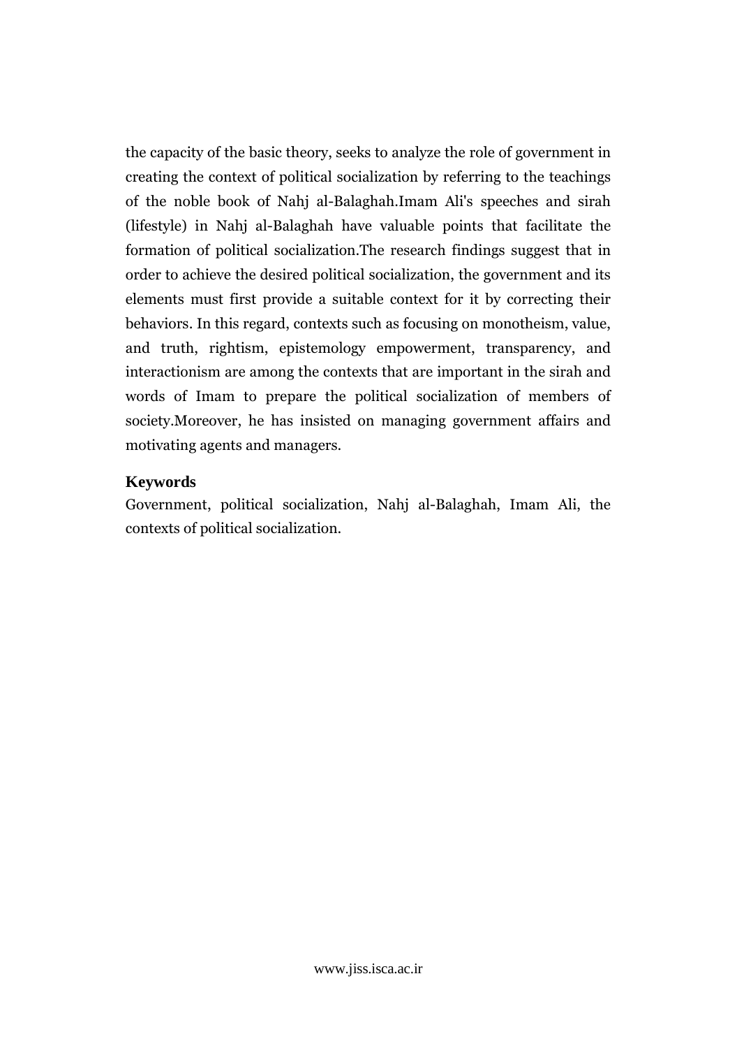the capacity of the basic theory, seeks to analyze the role of government in creating the context of political socialization by referring to the teachings of the noble book of Nahj al-Balaghah.Imam Ali's speeches and sirah (lifestyle) in Nahj al-Balaghah have valuable points that facilitate the formation of political socialization.The research findings suggest that in order to achieve the desired political socialization, the government and its elements must first provide a suitable context for it by correcting their behaviors. In this regard, contexts such as focusing on monotheism, value, and truth, rightism, epistemology empowerment, transparency, and interactionism are among the contexts that are important in the sirah and words of Imam to prepare the political socialization of members of society.Moreover, he has insisted on managing government affairs and motivating agents and managers.

**Keywords**

Government, political socialization, Nahj al-Balaghah, Imam Ali, the contexts of political socialization.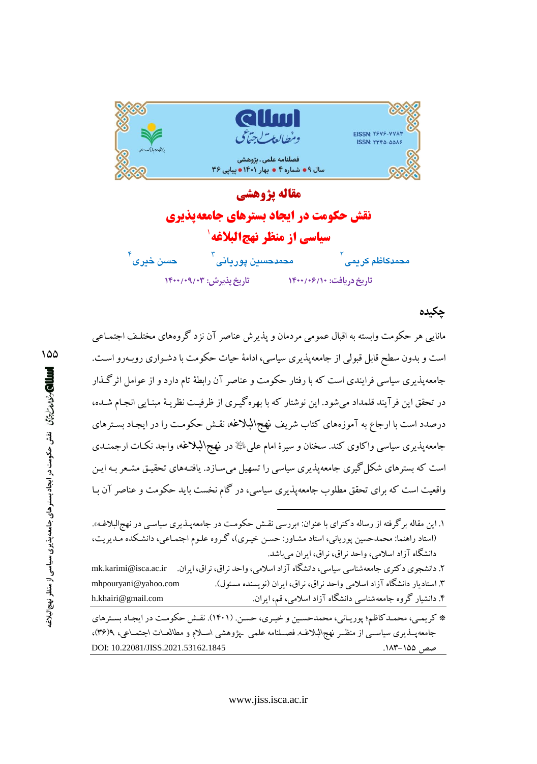مقاله پژوهشی

# نقش حکومت در ایجاد بسترهای جامعه‌پذیری سیاسی از منظر نهج‌البلاغه[1]

محمدکاظم کریمی[2] &nbsp;&nbsp; محمدحسین پوریانی[3] &nbsp;&nbsp; حسن خیری[4]

تاریخ دریافت: ۱۴۰۰/۰۶/۱۰ &nbsp;&nbsp; تاریخ پذیرش: ۱۴۰۰/۰۹/۰۳

## چکیده

مانایی هر حکومت وابسته به اقبال عمومی مردمان و پذیرش عناصر آن نزد گروه‌های مختلف اجتماعی است و بدون سطح قابل قبولی از جامعه‌پذیری سیاسی، ادامهٔ حیات حکومت با دشواری روبه‌رو است. جامعه‌پذیری سیاسی فرایندی است که با رفتار حکومت و عناصر آن رابطهٔ تام دارد و از عوامل اثرگذار در تحقق این فرآیند قلمداد می‌شود. این نوشتار که با بهره‌گیری از ظرفیت نظریهٔ مبنایی انجام شده، درصدد است با ارجاع به آموزه‌های کتاب شریف نهج‌البلاغه نقش حکومت را در ایجاد بسترهای جامعه‌پذیری سیاسی واکاوی کند. سخنان و سیرهٔ امام علی ﷺ در نهج‌البلاغه، واجد نکات ارجمندی است که بسترهای شکل‌گیری جامعه‌پذیری سیاسی را تسهیل می‌سازد. یافته‌های تحقیق مشعر به این واقعیت است که برای تحقق مطلوب جامعه‌پذیری سیاسی، در گام نخست باید حکومت و عناصر آن با

---

۱. این مقاله برگرفته از رساله دکترای با عنوان: «بررسی نقش حکومت در جامعه‌پذیری سیاسی در نهج‌البلاغه». (استاد راهنما: محمدحسین پوریانی، استاد مشاور: حسن خیری)، گروه علوم اجتماعی، دانشکده مدیریت، دانشگاه آزاد اسلامی، واحد نراق، نراق، ایران می‌باشد.

۲. دانشجوی دکتری جامعه‌شناسی سیاسی، دانشگاه آزاد اسلامی، واحد نراق، نراق، ایران. mk.karimi@isca.ac.ir

۳. استادیار دانشگاه آزاد اسلامی واحد نراق، نراق، ایران (نویسنده مسئول). mhpouryani@yahoo.com

۴. دانشیار گروه جامعه‌شناسی دانشگاه آزاد اسلامی، قم، ایران. h.khairi@gmail.com

* کریمی، محمدکاظم؛ پوریانی، محمدحسین و خیری، حسن. (۱۴۰۱). نقش حکومت در ایجاد بسترهای جامعه‌پذیری سیاسی از منظر نهج‌البلاغه. فصلنامه علمی ـپژوهشی اسلام و مطالعات اجتماعی، ۹(۳۶)، صص ۱۵۵-۱۸۳. DOI: 10.22081/JISS.2021.53162.1845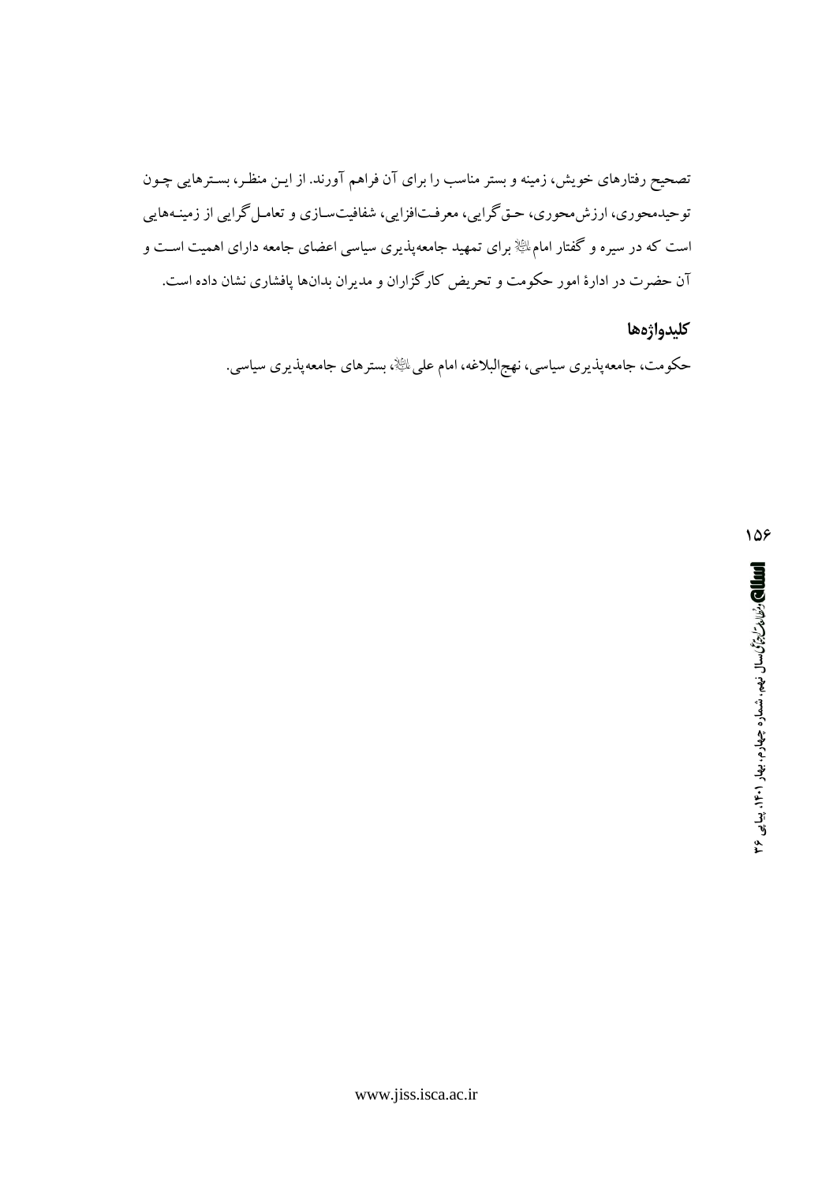تصحیح رفتارهای خویش، زمینه و بستر مناسب را برای آن فراهم آورند. از این منظر، بسترهایی چون توحیدمحوری، ارزش‌محوری، حق‌گرایی، معرفت‌افزایی، شفافیت‌سازی و تعامل‌گرایی از زمینه‌هایی است که در سیره و گفتار امام علیه‌السلام برای تمهید جامعه‌پذیری سیاسی اعضای جامعه دارای اهمیت است و آن حضرت در ادارهٔ امور حکومت و تحریض کارگزاران و مدیران بدان‌ها پافشاری نشان داده است.

## کلیدواژه‌ها

حکومت، جامعه‌پذیری سیاسی، نهج‌البلاغه، امام علی علیه‌السلام، بسترهای جامعه‌پذیری سیاسی.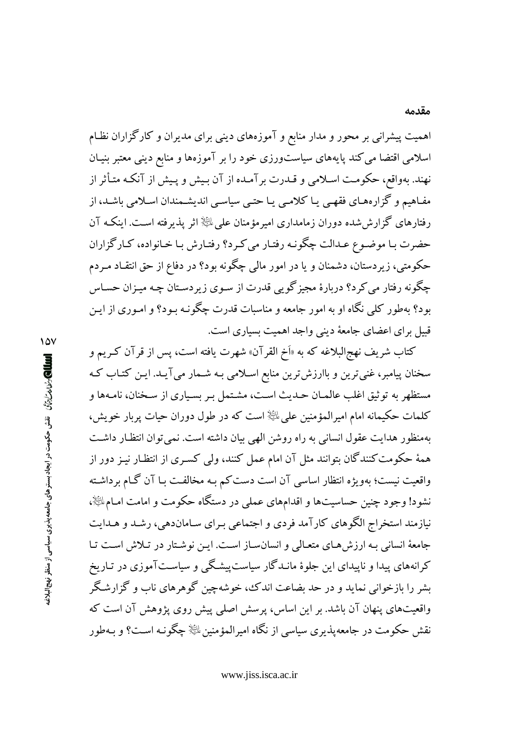## مقدمه

اهمیت پیشرانی بر محور و مدار منابع و آموزه‌های دینی برای مدیران و کارگزاران نظام اسلامی اقتضا می‌کند پایه‌های سیاست‌ورزی خود را بر آموزه‌ها و منابع دینی معتبر بنیان نهند. به‌واقع، حکومت اسلامی و قدرت برآمده از آن بیش و پیش از آنکه متأثر از مفاهیم و گزاره‌های فقهی یا کلامی یا حتی سیاسی اندیشمندان اسلامی باشد، از رفتارهای گزارش‌شده دوران زمامداری امیرمؤمنان علی علیه‌السلام اثر پذیرفته است. اینکه آن حضرت با موضوع عدالت چگونه رفتار می‌کرد؟ رفتارش با خانواده، کارگزاران حکومتی، زیردستان، دشمنان و یا در امور مالی چگونه بود؟ در دفاع از حق انتقاد مردم چگونه رفتار می‌کرد؟ دربارهٔ مجیزگویی قدرت از سوی زیردستان چه میزان حساس بود؟ به‌طور کلی نگاه او به امور جامعه و مناسبات قدرت چگونه بود؟ و اموری از این قبیل برای اعضای جامعهٔ دینی واجد اهمیت بسیاری است.

کتاب شریف نهج‌البلاغه که به «اَخ القرآن» شهرت یافته است، پس از قرآن کریم و سخنان پیامبر، غنی‌ترین و باارزش‌ترین منابع اسلامی به شمار می‌آید. این کتاب که مستظهر به توثیق اغلب عالمان حدیث است، مشتمل بر بسیاری از سخنان، نامه‌ها و کلمات حکیمانه امام امیرالمؤمنین علی علیه‌السلام است که در طول دوران حیات پربار خویش، به‌منظور هدایت عقول انسانی به راه روشن الهی بیان داشته است. نمی‌توان انتظار داشت همهٔ حکومت‌کنندگان بتوانند مثل آن امام عمل کنند، ولی کسری از انتظار نیز دور از واقعیت نیست؛ به‌ویژه انتظار اساسی آن است دست‌کم به مخالفت با آن گام برداشته نشود! وجود چنین حساسیت‌ها و اقدام‌های عملی در دستگاه حکومت و امامت امام علیه‌السلام، نیازمند استخراج الگوهای کارآمد فردی و اجتماعی برای سامان‌دهی، رشد و هدایت جامعهٔ انسانی به ارزش‌های متعالی و انسان‌ساز است. این نوشتار در تلاش است تا کرانه‌های پیدا و ناپیدای این جلوهٔ ماندگار سیاست‌پیشگی و سیاست‌آموزی در تاریخ بشر را بازخوانی نماید و در حد بضاعت اندک، خوشه‌چین گوهرهای ناب و گزارشگر واقعیت‌های پنهان آن باشد. بر این اساس، پرسش اصلی پیش روی پژوهش آن است که نقش حکومت در جامعه‌پذیری سیاسی از نگاه امیرالمؤمنین علیه‌السلام چگونه است؟ و به‌طور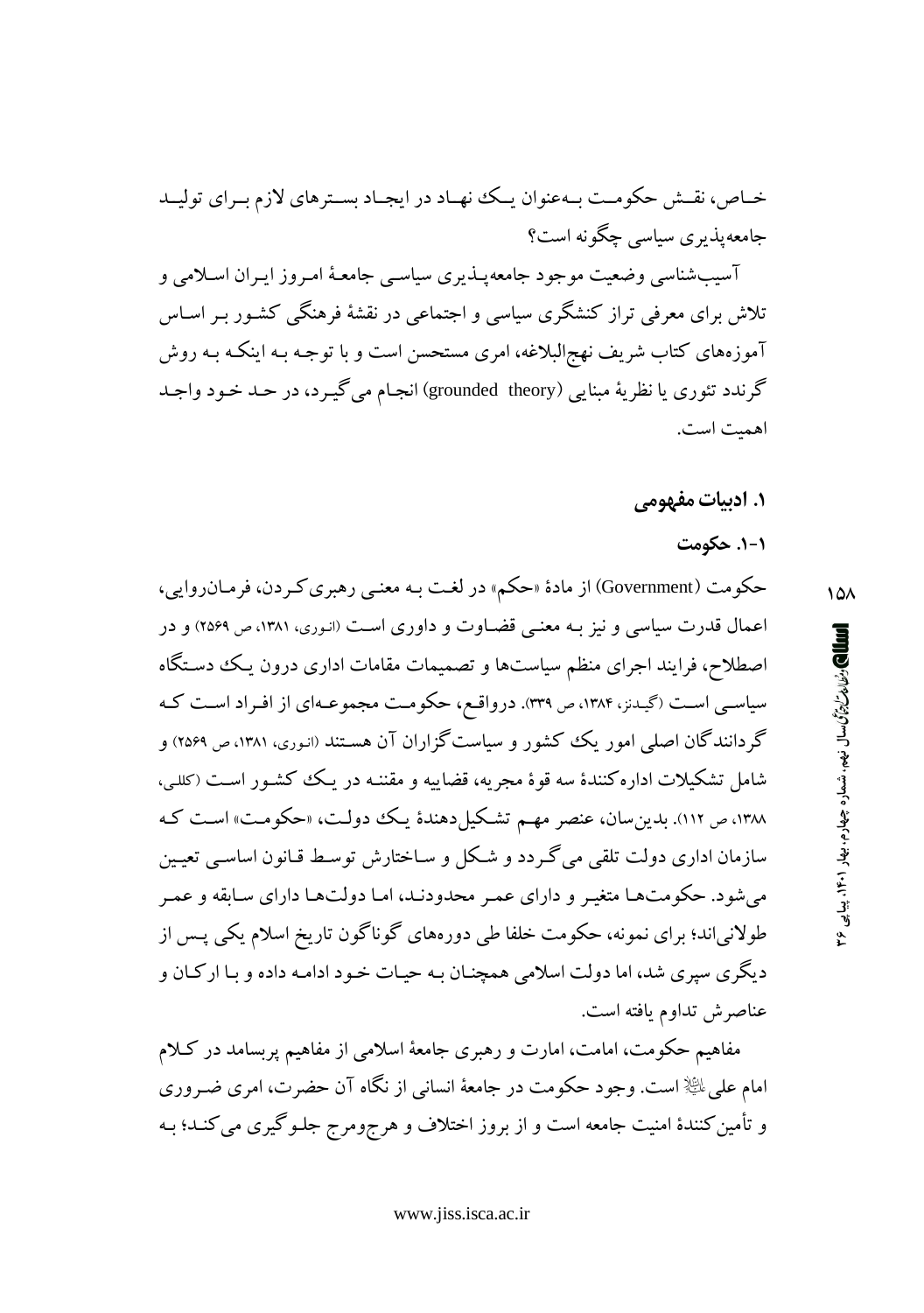خـاص، نقـش حکومـت بـه‌عنوان یـک نهـاد در ایجـاد بسـترهای لازم بـرای تولیـد جامعه‌پذیری سیاسی چگونه است؟

آسیب‌شناسی وضعیت موجود جامعه‌پـذیری سیاسـی جامعـهٔ امـروز ایـران اسـلامی و تلاش برای معرفی تراز کنشگری سیاسی و اجتماعی در نقشهٔ فرهنگی کشـور بـر اسـاس آموزه‌های کتاب شریف نهج‌البلاغه، امری مستحسن است و با توجـه بـه اینکـه بـه روش گرندد تئوری یا نظریهٔ مبنایی (grounded theory) انجام می‌گیـرد، در حـد خـود واجـد اهمیت است.

## ۱. ادبیات مفهومی

### ۱-۱. حکومت

حکومت (Government) از مادهٔ «حکم» در لغت بـه معنـی رهبری‌کـردن، فرمـان‌روایی، اعمال قدرت سیاسی و نیز بـه معنـی قضـاوت و داوری اسـت (انوری، ۱۳۸۱، ص ۲۵۶۹) و در اصطلاح، فرایند اجرای منظم سیاست‌ها و تصمیمات مقامات اداری درون یـک دسـتگاه سیاسـی اسـت (گیـدنز، ۱۳۸۴، ص ۳۳۹). درواقـع، حکومـت مجموعـه‌ای از افـراد اسـت کـه گردانندگان اصلی امور یک کشور و سیاست‌گزاران آن هسـتند (انوری، ۱۳۸۱، ص ۲۵۶۹) و شامل تشکیلات اداره‌کنندهٔ سه قوهٔ مجریه، قضاییه و مقننـه در یـک کشـور اسـت (کللی، ۱۳۸۸، ص ۱۱۲). بدین‌سان، عنصر مهـم تشکیل‌دهندهٔ یـک دولـت، «حکومـت» اسـت کـه سازمان اداری دولت تلقی می‌گـردد و شـکل و سـاختارش توسـط قـانون اساسـی تعیـین می‌شود. حکومت‌هـا متغیـر و دارای عمـر محدودنـد، امـا دولت‌هـا دارای سـابقه و عمـر طولانی‌اند؛ برای نمونه، حکومت خلفا طی دوره‌های گوناگون تاریخ اسلام یکی پـس از دیگری سپری شد، اما دولت اسلامی همچنـان بـه حیـات خـود ادامـه داده و بـا ارکـان و عناصرش تداوم یافته است.

مفاهیم حکومت، امامت، امارت و رهبری جامعهٔ اسلامی از مفاهیم پربسامد در کـلام امام علی علیه‌السلام است. وجود حکومت در جامعهٔ انسانی از نگاه آن حضرت، امری ضـروری و تأمین‌کنندهٔ امنیت جامعه است و از بروز اختلاف و هرج‌ومرج جلـوگیری می‌کنـد؛ بـه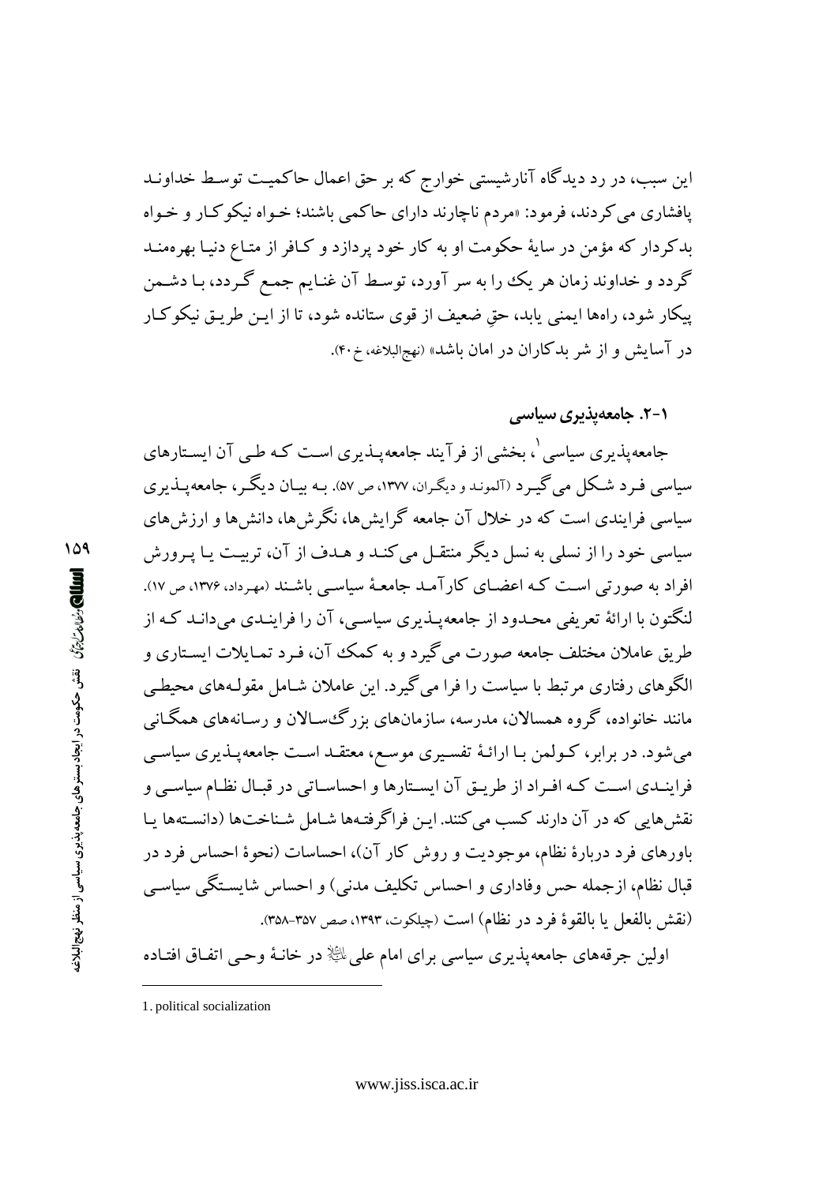این سبب، در رد دیدگاه آنارشیستی خوارج که بر حق اعمال حاکمیت توسط خداوند پافشاری می‌کردند، فرمود: «مردم ناچارند دارای حاکمی باشند؛ خواه نیکوکار و خواه بدکردار که مؤمن در سایهٔ حکومت او به کار خود پردازد و کافر از متاع دنیا بهره‌مند گردد و خداوند زمان هر یک را به سر آورد، توسط آن غنایم جمع گردد، با دشمن پیکار شود، راه‌ها ایمنی یابد، حقِ ضعیف از قوی ستانده شود، تا از این طریق نیکوکار در آسایش و از شر بدکاران در امان باشد» (نهج‌البلاغه، خ ۴۰).

### ۱-۲. جامعه‌پذیری سیاسی

جامعه‌پذیری سیاسی[1]، بخشی از فرآیند جامعه‌پذیری است که طی آن ایستارهای سیاسی فرد شکل می‌گیرد (آلموند و دیگران، ۱۳۷۷، ص ۵۷). به بیان دیگر، جامعه‌پذیری سیاسی فرایندی است که در خلال آن جامعه گرایش‌ها، نگرش‌ها، دانش‌ها و ارزش‌های سیاسی خود را از نسلی به نسل دیگر منتقل می‌کند و هدف از آن، تربیت یا پرورش افراد به صورتی است که اعضای کارآمد جامعهٔ سیاسی باشند (مهرداد، ۱۳۷۶، ص ۱۷). لنگتون با ارائهٔ تعریفی محدود از جامعه‌پذیری سیاسی، آن را فرایندی می‌داند که از طریق عاملان مختلف جامعه صورت می‌گیرد و به کمک آن، فرد تمایلات ایستاری و الگوهای رفتاری مرتبط با سیاست را فرا می‌گیرد. این عاملان شامل مقوله‌های محیطی مانند خانواده، گروه همسالان، مدرسه، سازمان‌های بزرگ‌سالان و رسانه‌های همگانی می‌شود. در برابر، کولمن با ارائهٔ تفسیری موسع، معتقد است جامعه‌پذیری سیاسی فرایندی است که افراد از طریق آن ایستارها و احساساتی در قبال نظام سیاسی و نقش‌هایی که در آن دارند کسب می‌کنند. این فراگرفته‌ها شامل شناخت‌ها (دانسته‌ها یا باورهای فرد دربارهٔ نظام، موجودیت و روش کار آن)، احساسات (نحوهٔ احساس فرد در قبال نظام، ازجمله حس وفاداری و احساس تکلیف مدنی) و احساس شایستگی سیاسی (نقش بالفعل یا بالقوهٔ فرد در نظام) است (چیلکوت، ۱۳۹۳، صص ۳۵۷-۳۵۸).

اولین جرقه‌های جامعه‌پذیری سیاسی برای امام علی (ع) در خانهٔ وحی اتفاق افتاده

---

1. political socialization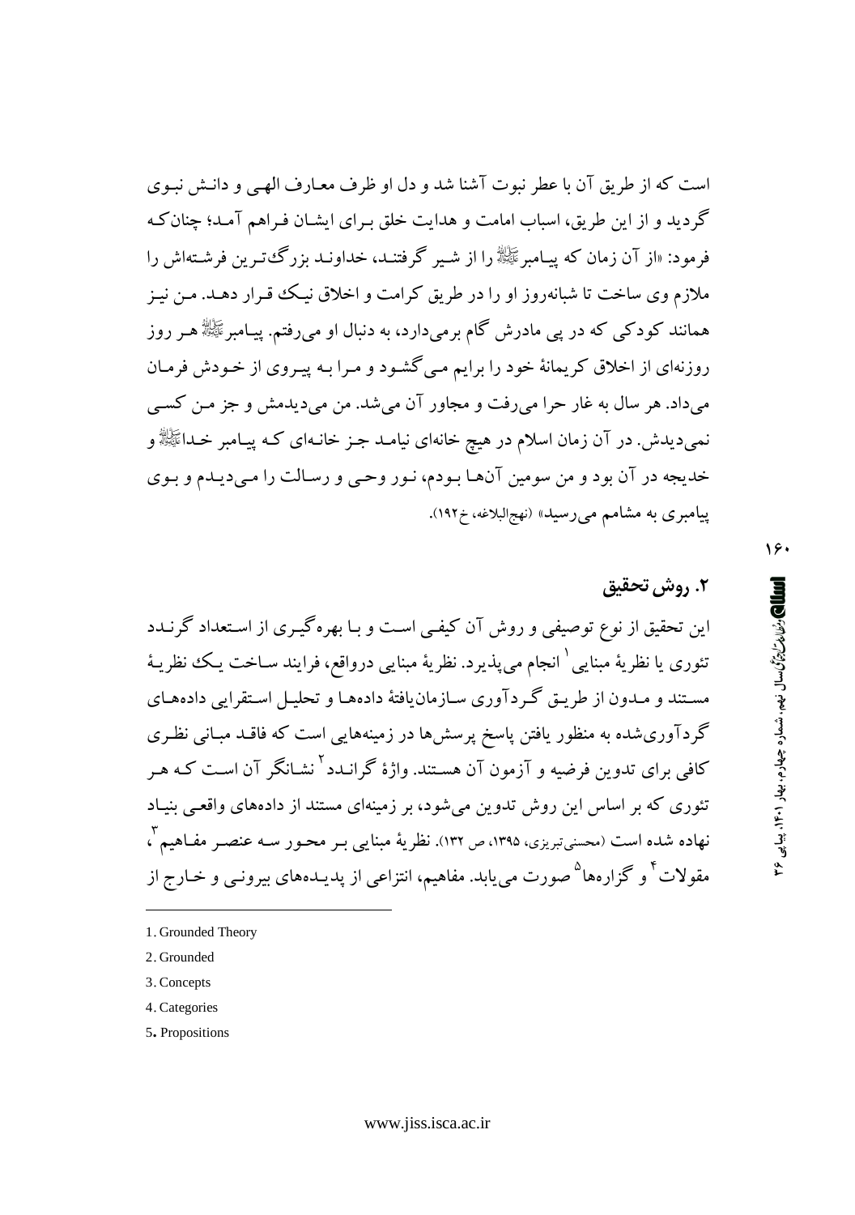است که از طریق آن با عطر نبوت آشنا شد و دل او ظرف معارف الهی و دانش نبوی گردید و از این طریق، اسباب امامت و هدایت خلق برای ایشان فراهم آمد؛ چنان‌که فرمود: «از آن زمان که پیامبرﷺ را از شیر گرفتند، خداوند بزرگ‌ترین فرشته‌اش را ملازم وی ساخت تا شبانه‌روز او را در طریق کرامت و اخلاق نیک قرار دهد. من نیز همانند کودکی که در پی مادرش گام برمی‌دارد، به دنبال او می‌رفتم. پیامبرﷺ هر روز روزنه‌ای از اخلاق کریمانهٔ خود را برایم می‌گشود و مرا به پیروی از خودش فرمان می‌داد. هر سال به غار حرا می‌رفت و مجاور آن می‌شد. من می‌دیدمش و جز من کسی نمی‌دیدش. در آن زمان اسلام در هیچ خانه‌ای نیامد جز خانه‌ای که پیامبر خداﷺ و خدیجه در آن بود و من سومین آن‌ها بودم، نور وحی و رسالت را می‌دیدم و بوی پیامبری به مشامم می‌رسید» (نهج‌البلاغه، خ۱۹۲).

## ۲. روش تحقیق

این تحقیق از نوع توصیفی و روش آن کیفی است و با بهره‌گیری از استعداد گرندد تئوری یا نظریهٔ مبنایی [1] انجام می‌پذیرد. نظریهٔ مبنایی درواقع، فرایند ساخت یک نظریهٔ مستند و مدون از طریق گردآوری سازمان‌یافتهٔ داده‌ها و تحلیل استقرایی داده‌های گردآوری‌شده به منظور یافتن پاسخ پرسش‌ها در زمینه‌هایی است که فاقد مبانی نظری کافی برای تدوین فرضیه و آزمون آن هستند. واژهٔ گراندد [2] نشانگر آن است که هر تئوری که بر اساس این روش تدوین می‌شود، بر زمینه‌ای مستند از داده‌های واقعی بنیاد نهاده شده است (محسنی‌تبریزی، ۱۳۹۵، ص ۱۳۲). نظریهٔ مبنایی بر محور سه عنصر مفاهیم [3]، مقولات [4] و گزاره‌ها [5] صورت می‌یابد. مفاهیم، انتزاعی از پدیده‌های بیرونی و خارج از

---

1. Grounded Theory
2. Grounded
3. Concepts
4. Categories
5. Propositions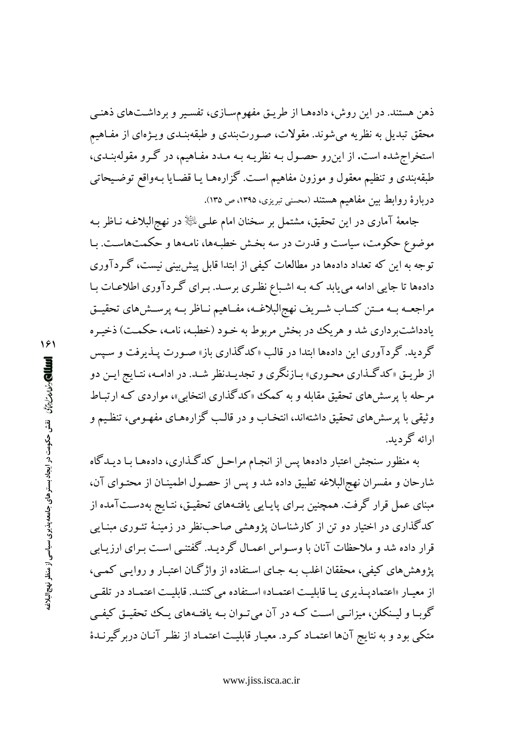ذهن هستند. در این روش، داده‌ها از طریق مفهوم‌سازی، تفسیر و برداشت‌های ذهنی محقق تبدیل به نظریه می‌شوند. مقولات، صورت‌بندی و طبقه‌بندی ویژه‌ای از مفاهیمِ استخراج‌شده است. از این‌رو حصول به نظریه به مدد مفاهیم، در گرو مقوله‌بندی، طبقه‌بندی و تنظیم معقول و موزون مفاهیم است. گزاره‌ها یا قضایا به‌واقع توضیحاتی دربارهٔ روابط بین مفاهیم هستند (محسنی تبریزی، ۱۳۹۵، ص ۱۳۵).

جامعهٔ آماری در این تحقیق، مشتمل بر سخنان امام علی علیه‌السلام در نهج‌البلاغه ناظر به موضوع حکومت، سیاست و قدرت در سه بخش خطبه‌ها، نامه‌ها و حکمت‌هاست. با توجه به این که تعداد داده‌ها در مطالعات کیفی از ابتدا قابل پیش‌بینی نیست، گردآوری داده‌ها تا جایی ادامه می‌یابد که به اشباع نظری برسد. برای گردآوری اطلاعات با مراجعه به متن کتاب شریف نهج‌البلاغه، مفاهیم ناظر به پرسش‌های تحقیق یادداشت‌برداری شد و هریک در بخش مربوط به خود (خطبه، نامه، حکمت) ذخیره گردید. گردآوری این داده‌ها ابتدا در قالب «کدگذاری باز» صورت پذیرفت و سپس از طریق «کدگذاری محوری» بازنگری و تجدیدنظر شد. در ادامه، نتایج این دو مرحله با پرسش‌های تحقیق مقابله و به کمک «کدگذاری انتخابی»، مواردی که ارتباط وثیقی با پرسش‌های تحقیق داشته‌اند، انتخاب و در قالب گزاره‌های مفهومی، تنظیم و ارائه گردید.

به منظور سنجش اعتبار داده‌ها پس از انجام مراحل کدگذاری، داده‌ها با دیدگاه شارحان و مفسران نهج‌البلاغه تطبیق داده شد و پس از حصول اطمینان از محتوای آن، مبنای عمل قرار گرفت. همچنین برای پایایی یافته‌های تحقیق، نتایج به‌دست‌آمده از کدگذاری در اختیار دو تن از کارشناسان پژوهشی صاحب‌نظر در زمینهٔ تئوری مبنایی قرار داده شد و ملاحظات آنان با وسواس اعمال گردید. گفتنی است برای ارزیابی پژوهش‌های کیفی، محققان اغلب به جای استفاده از واژگان اعتبار و روایی کمی، از معیار «اعتمادپذیری یا قابلیت اعتماد» استفاده می‌کنند. قابلیت اعتماد در تلقی گوبا و لینکلن، میزانی است که در آن می‌توان به یافته‌های یک تحقیق کیفی متکی بود و به نتایج آن‌ها اعتماد کرد. معیار قابلیت اعتماد از نظر آنان دربرگیرندهٔ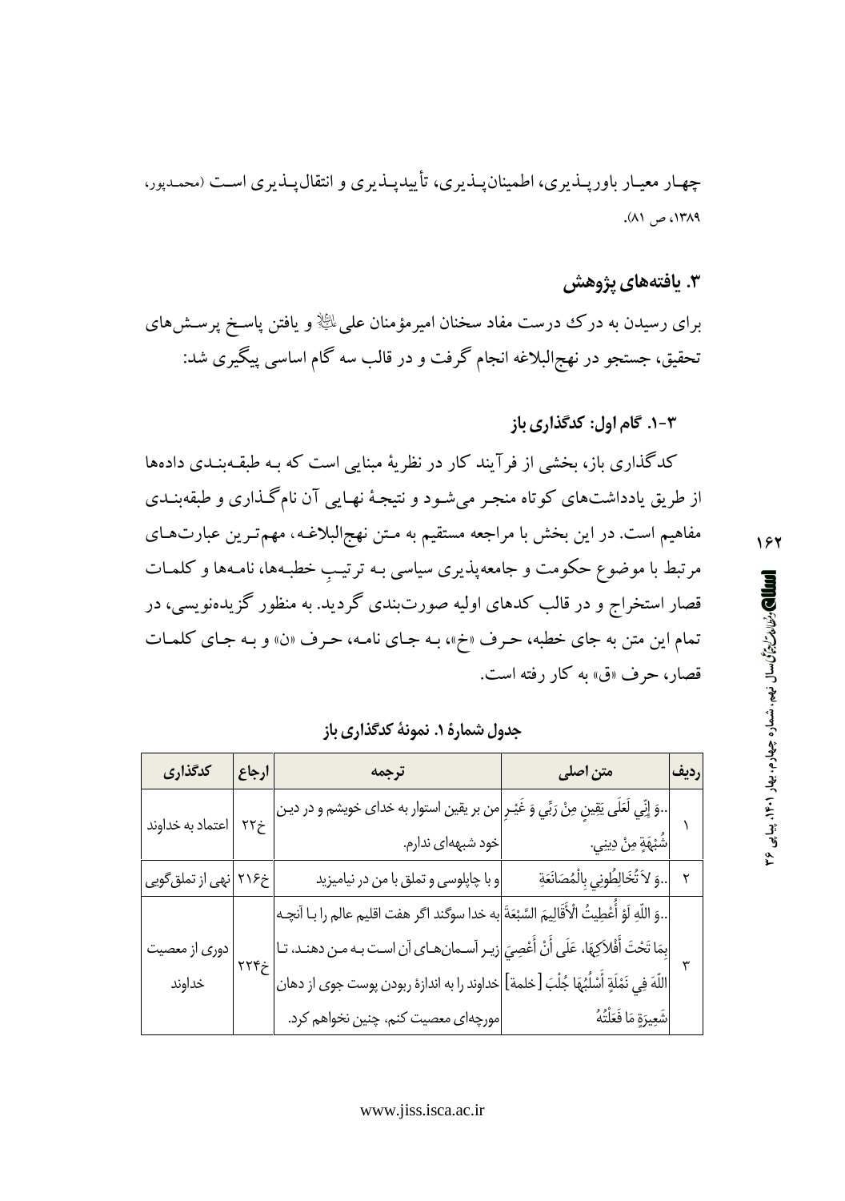چهار معیار باورپذیری، اطمینان‌پذیری، تأییدپذیری و انتقال‌پذیری است (محمدپور، ۱۳۸۹، ص ۸۱).

### ۳. یافته‌های پژوهش

برای رسیدن به درک درست مفاد سخنان امیرمؤمنان علی علیه‌السلام و یافتن پاسخ پرسش‌های تحقیق، جستجو در نهج‌البلاغه انجام گرفت و در قالب سه گام اساسی پیگیری شد:

#### ۳-۱. گام اول: کدگذاری باز

کدگذاری باز، بخشی از فرآیند کار در نظریهٔ مبنایی است که به طبقه‌بندی داده‌ها از طریق یادداشت‌های کوتاه منجر می‌شود و نتیجهٔ نهایی آن نام‌گذاری و طبقه‌بندی مفاهیم است. در این بخش با مراجعه مستقیم به متن نهج‌البلاغه، مهم‌ترین عبارت‌های مرتبط با موضوع حکومت و جامعه‌پذیری سیاسی به ترتیبِ خطبه‌ها، نامه‌ها و کلمات قصار استخراج و در قالب کدهای اولیه صورت‌بندی گردید. به منظور گزیده‌نویسی، در تمام این متن به جای خطبه، حرف «خ»، به جای نامه، حرف «ن» و به جای کلمات قصار، حرف «ق» به کار رفته است.

**جدول شمارهٔ ۱. نمونهٔ کدگذاری باز**

| ردیف | متن اصلی | ترجمه | ارجاع | کدگذاری |
|---|---|---|---|---|
| ۱ | ..وَ إِنِّي لَعَلَى يَقِينٍ مِنْ رَبِّي وَ غَيْرِ شُبْهَةٍ مِنْ دِينِي. | من بر یقین استوار به خدای خویشم و در دین خود شبهه‌ای ندارم. | خ۲۲ | اعتماد به خداوند |
| ۲ | ..وَ لاَ تُخَالِطُونِي بِالْمُصَانَعَةِ | و با چاپلوسی و تملق با من در نیامیزید | خ۲۱۶ | نهی از تملق‌گویی |
| ۳ | ..وَ اللّهِ لَوْ أُعْطِيتُ الْأَقَالِيمَ السَّبْعَةَ بِمَا تَحْتَ أَفْلاَكِهَا، عَلَى أَنْ أَعْصِيَ اللّهَ فِي نَمْلَةٍ أَسْلُبُهَا جُلْبَ [خلمة] شَعِيرَةٍ مَا فَعَلْتُهُ | به خدا سوگند اگر هفت اقلیم عالم را با آنچه زیر آسمان‌های آن است به من دهند، تا خداوند را به اندازهٔ ربودن پوست جوی از دهان مورچه‌ای معصیت کنم، چنین نخواهم کرد. | خ۲۲۴ | دوری از معصیت خداوند |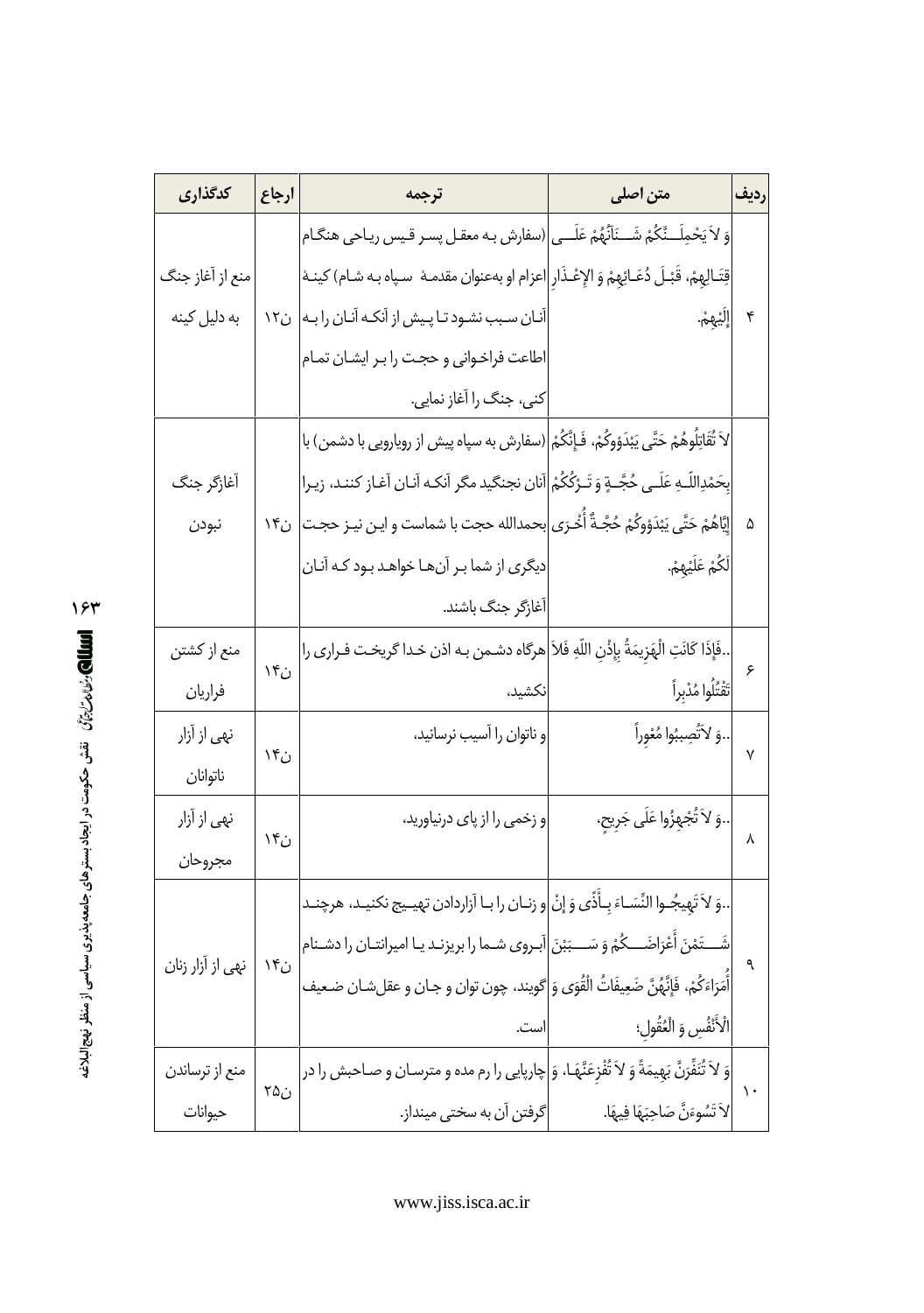| ردیف | متن اصلی | ترجمه | ارجاع | کدگذاری |
|---|---|---|---|---|
| ۴ | وَ لاَ یَحْمِلَنَّکُمْ شَنَآنُهُمْ عَلَی قِتَالِهِمْ، قَبْلَ دُعَائِهِمْ وَ الإِعْذَارِ إِلَیْهِمْ. | (سفارش به معقل پسر قیس ریاحی هنگام اعزام او به‌عنوان مقدمهٔ سپاه به شام) کینهٔ آنان سبب نشود تا پیش از آنکه آنان را به اطاعت فراخوانی و حجت را بر ایشان تمام کنی، جنگ را آغاز نمایی. | ن۱۲ | منع از آغاز جنگ به دلیل کینه |
| ۵ | لاَ تُقَاتِلُوهُمْ حَتَّی یَبْدَؤُوکُمْ، فَإِنَّکُمْ بِحَمْدِاللّهِ عَلَی حُجَّةٍ وَ تَرْکُکُمْ إِیَّاهُمْ حَتَّی یَبْدَؤُوکُمْ حُجَّةٌ أُخْرَی لَکُمْ عَلَیْهِمْ. | (سفارش به سپاه پیش از رویارویی با دشمن) با آنان نجنگید مگر آنکه آنان آغاز کنند. زیرا بحمدالله حجت با شماست و این نیز حجت دیگری از شما بر آن‌ها خواهد بود که آنان آغازگر جنگ باشند. | ن۱۴ | آغازگر جنگ نبودن |
| ۶ | ..فَإِذَا کَانَتِ الْهَزِیمَةُ بِإِذْنِ اللّهِ فَلاَ تَقْتُلُوا مُدْبِراً | هرگاه دشمن به اذن خدا گریخت فراری را نکشید، | ن۱۴ | منع از کشتن فراریان |
| ۷ | ..وَ لاَ تُصِیبُوا مُعْوِراً | و ناتوان را آسیب نرسانید، | ن۱۴ | نهی از آزار ناتوانان |
| ۸ | ..وَ لاَ تُجْهِزُوا عَلَی جَرِیحٍ، | و زخمی را از پای درنیاورید، | ن۱۴ | نهی از آزار مجروحان |
| ۹ | ..وَ لاَ تَهِیجُوا النِّسَاءَ بِأَذًی وَ إِنْ شَتَمْنَ أَعْرَاضَکُمْ وَ سَبَبْنَ أُمَرَاءَکُمْ، فَإِنَّهُنَّ ضَعِیفَاتُ الْقُوَی وَ الْأَنْفُسِ وَ الْعُقُولِ؛ | و زنان را با آزاردادن تهییج نکنید، هرچند آبروی شما را بریزند یا امیرانتان را دشنام گویند، چون توان و جان و عقل‌شان ضعیف است. | ن۱۴ | نهی از آزار زنان |
| ۱۰ | وَ لاَ تُنَفِّرَنَّ بَهِیمَةً وَ لاَ تُفْزِعَنَّهَا، وَ لاَ تَسُوءَنَّ صَاحِبَهَا فِیهَا. | چارپایی را رم مده و مترسان و صاحبش را در گرفتن آن به سختی مینداز. | ن۲۵ | منع از ترساندن حیوانات |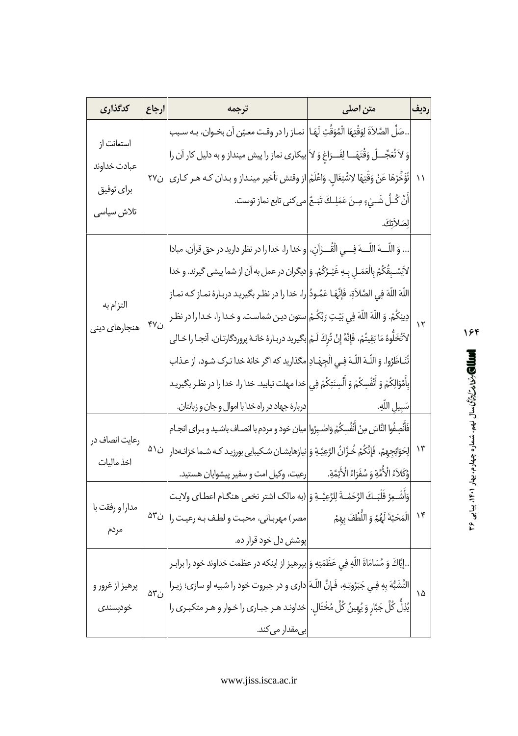| ردیف | متن اصلی | ترجمه | ارجاع | کدگذاری |
| --- | --- | --- | --- | --- |
| ۱۱ | ..صَلِّ الصَّلاَةَ لِوَقْتِهَا الْمُوَقَّتِ لَهَا وَ لاَ تُعَجِّلْ وَقْتَهَا لِفَرَاغٍ وَ لاَ تُؤَخِّرْهَا عَنْ وَقْتِهَا لاِشْتِغَالٍ. وَاعْلَمْ أَنَّ كُلَّ شَيْءٍ مِنْ عَمَلِكَ تَبَعٌ لِصَلاَتِكَ. | نماز را در وقت معیّن آن بخوان، به سبب بیکاری نماز را پیش مینداز و به دلیل کار آن را از وقتش تأخیر مینداز و بدان که هر کاری می‌کنی تابع نماز توست. | ن۲۷ | استعانت از عبادت خداوند برای توفیق تلاش سیاسی |
| ۱۲ | ... وَ اللّهَ اللّهَ فِي الْقُرْآنِ، لاَيَسْبِقُكُمْ بِالْعَمَلِ بِهِ غَيْرُكُمْ. وَ اللّهَ اللّهَ فِي الصَّلاَةِ، فَإِنَّهَا عَمُودُ دِينِكُمْ. وَ اللّهَ اللّهَ فِي بَيْتِ رَبِّكُمْ لاَتُخَلُّوهُ مَا بَقِيتُمْ، فَإِنَّهُ إِنْ تُرِكَ لَمْ تُنَاظَرُوا. وَ اللّهَ اللّهَ فِي الْجِهَادِ بِأَمْوَالِكُمْ وَ أَنْفُسِكُمْ وَ أَلْسِنَتِكُمْ فِي سَبِيلِ اللّهِ. | و خدا را، خدا را در نظر دارید در حق قرآن، مبادا دیگران در عمل به آن از شما پیشی گیرند. و خدا را، خدا را در نظر بگیرید دربارهٔ نماز که نماز ستون دین شماست. و خدا را، خدا را در نظر بگیرید دربارهٔ خانهٔ پروردگارتان، آنجا را خالی مگذارید که اگر خانهٔ خدا ترک شود، از عذاب خدا مهلت نیابید. خدا را، خدا را در نظر بگیرید دربارهٔ جهاد در راه خدا با اموال و جان و زبانتان. | ن۴۷ | التزام به هنجارهای دینی |
| ۱۳ | فَأَنْصِفُوا النَّاسَ مِنْ أَنْفُسِكُمْ وَاصْبِرُوا لِحَوَائِجِهِمْ، فَإِنَّكُمْ خُزَّانُ الرَّعِيَّةِ وَ وُكَلاَءُ الْأُمَّةِ وَ سُفَرَاءُ الْأَئِمَّةِ. | میان خود و مردم با انصاف باشید و برای انجام نیازهایشان شکیبایی بورزید که شما خزانه‌دار رعیت، وکیل امت و سفیر پیشوایان هستید. | ن۵۱ | رعایت انصاف در اخذ مالیات |
| ۱۴ | وَأَشْعِرْ قَلْبَكَ الرَّحْمَةَ لِلرَّعِيَّةِ وَ الْمَحَبَّةَ لَهُمْ وَ اللُّطْفَ بِهِمْ | (به مالک اشتر نخعی هنگام اعطای ولایت مصر) مهربانی، محبت و لطف به رعیت را پوشش دل خود قرار ده. | ن۵۳ | مدارا و رفقت با مردم |
| ۱۵ | ..إِيَّاكَ وَ مُسَامَاةَ اللّهِ فِي عَظَمَتِهِ وَ التَّشَبُّهَ بِهِ فِي جَبَرُوتِهِ، فَإِنَّ اللّهَ يُذِلُّ كُلَّ جَبَّارٍ وَ يُهِينُ كُلَّ مُخْتَالٍ. | بپرهیز از اینکه در عظمت خداوند خود را برابر داری و در جبروت خود را شبیه او سازی؛ زیرا خداوند هر جباری را خوار و هر متکبری را بی‌مقدار می‌کند. | ن۵۳ | پرهیز از غرور و خودپسندی |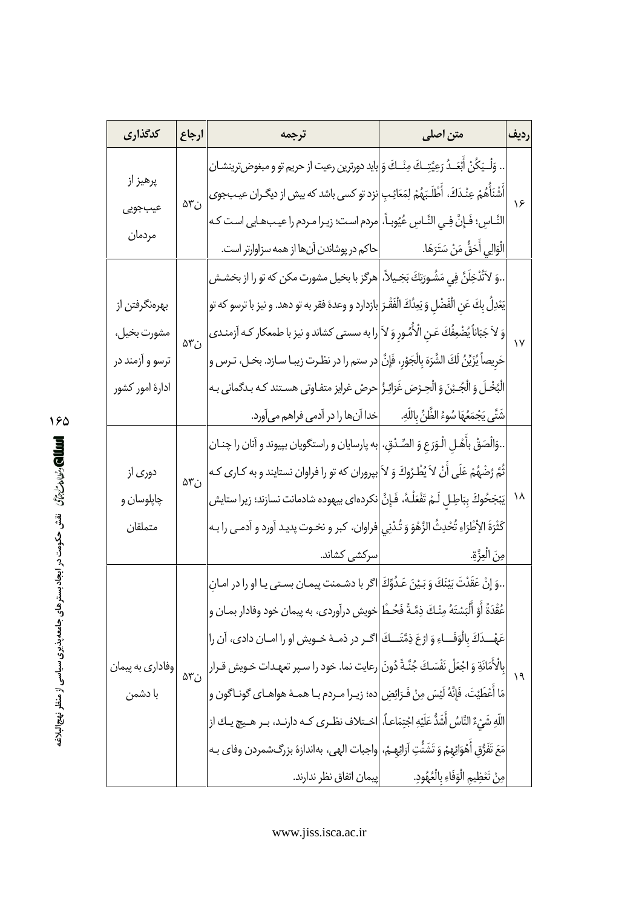| ردیف | متن اصلی | ترجمه | ارجاع | کدگذاری |
| --- | --- | --- | --- | --- |
| ۱۶ | .. وَلْـيَكُنْ أَبْعَـدُ رَعِيَّتِـكَ مِنْـكَ وَ أَشْنَأُهُمْ عِنْـدَكَ، أَطْلَـبَهُمْ لِمَعَائِـبِ النَّـاسِ؛ فَـإِنَّ فِـي النَّـاسِ عُيُوبـاً، الْوَالِي أَحَقُّ مَنْ سَتَرَهَا. | باید دورترین رعیت از حریم تو و مبغوض‌ترینشـان نزد تو کسی باشد که بیش از دیگـران عیـب‌جوی مردم است؛ زیـرا مـردم را عیـب‌هـایی اسـت کـه حاکم در پوشاندن آن‌ها از همه سزاوارتر است. | ن۵۳ | پرهیز از عیب‌جویی مردمان |
| ۱۷ | ..وَ لاتُدْخِلَنَّ فِي مَشُـورَتِكَ بَخِـيلاً، يَعْدِلُ بِكَ عَنِ الْفَضْلِ وَ يَعِدُكَ الْفَقْـرَ وَ لاَ جَبَاناً يُضْعِفُكَ عَـنِ الْأُمُـورِ وَ لاَ حَرِيصاً يُزَيِّنُ لَكَ الشَّرَهَ بِالْجَوْرِ، فَإِنَّ الْبُخْـلَ وَ الْجُـبْنَ وَ الْحِـرْصَ غَرَائِـزُ شَتَّى يَجْمَعُهَا سُوءُ الظَّنِّ بِاللّهِ. | هرگز با بخیل مشورت مکن که تو را از بخشـش بازدارد و وعدهٔ فقر به تو دهد. و نیز با ترسو که تو را به سستی کشاند و نیز با طمعکار کـه آزمنـدی در ستم را در نظرت زیبـا سـازد. بخـل، تـرس و حرص غرایز متفـاوتی هسـتند کـه بـدگمانی بـه خدا آن‌ها را در آدمی فراهم می‌آورد. | ن۵۳ | بهره‌نگرفتن از مشورت بخیل، ترسو و آزمند در ادارهٔ امور کشور |
| ۱۸ | ..وَالْصَقْ بِأَهْـلِ الْـوَرَعِ وَ الصِّـدْقِ، ثُمَّ رُضْهُمْ عَلَى أَنْ لاَ يُطْـرُوكَ وَ لاَ يَبْجَحُوكَ بِبَاطِـلٍ لَـمْ تَفْعَلْـهُ، فَـإِنَّ كَثْرَةَ الْإِطْرَاءِ تُحْدِثُ الزَّهْوَ وَ تُـدْنِي مِنَ الْعِزَّةِ. | به پارسایان و راستگویان بپیوند و آنان را چنـان بپروران که تو را فراوان نستایند و به کـاری کـه نکرده‌ای بیهوده شادمانت نسازند؛ زیرا ستایش فراوان، کبر و نخـوت پدیـد آورد و آدمـی را بـه سرکشی کشاند. | ن۵۳ | دوری از چاپلوسان و متملقان |
| ۱۹ | ..وَ إِنْ عَقَدْتَ بَيْنَكَ وَ بَـيْنَ عَـدُوِّكَ عُقْدَةً أَوْ أَلْبَسْتَهُ مِنْـكَ ذِمَّـةً فَحُـطْ عَهْــدَكَ بِالْوَفَــاءِ وَ ارْعَ ذِمَّتَــكَ بِالْأَمَانَةِ وَ اجْعَلْ نَفْسَـكَ جُنَّـةً دُونَ مَا أَعْطَيْتَ، فَإِنَّهُ لَيْسَ مِنْ فَـرَائِضِ اللّهِ شَيْءٌ النَّاسُ أَشَدُّ عَلَيْهِ اجْتِمَاعـاً، مَعَ تَفَرُّقِ أَهْوَائِهِمْ وَ تَشَتُّتِ آرَائِهِـمْ، مِنْ تَعْظِيمِ الْوَفَاءِ بِالْعُهُودِ. | اگر با دشـمنت پیمـان بسـتی یـا او را در امـانِ خویش درآوردی، به پیمان خود وفادار بمـان و اگـر در ذمـهٔ خـویش او را امـان دادی، آن را رعایت نما. خود را سپر تعهـدات خـویش قـرار ده؛ زیـرا مـردم بـا همـهٔ هواهـای گونـاگون و اخـتلاف نظـری کـه دارنـد، بـر هـیچ یـک از واجبات الهی، به‌اندازهٔ بزرگ‌شمردن وفای بـه پیمان اتفاق نظر ندارند. | ن۵۳ | وفاداری به پیمان با دشمن |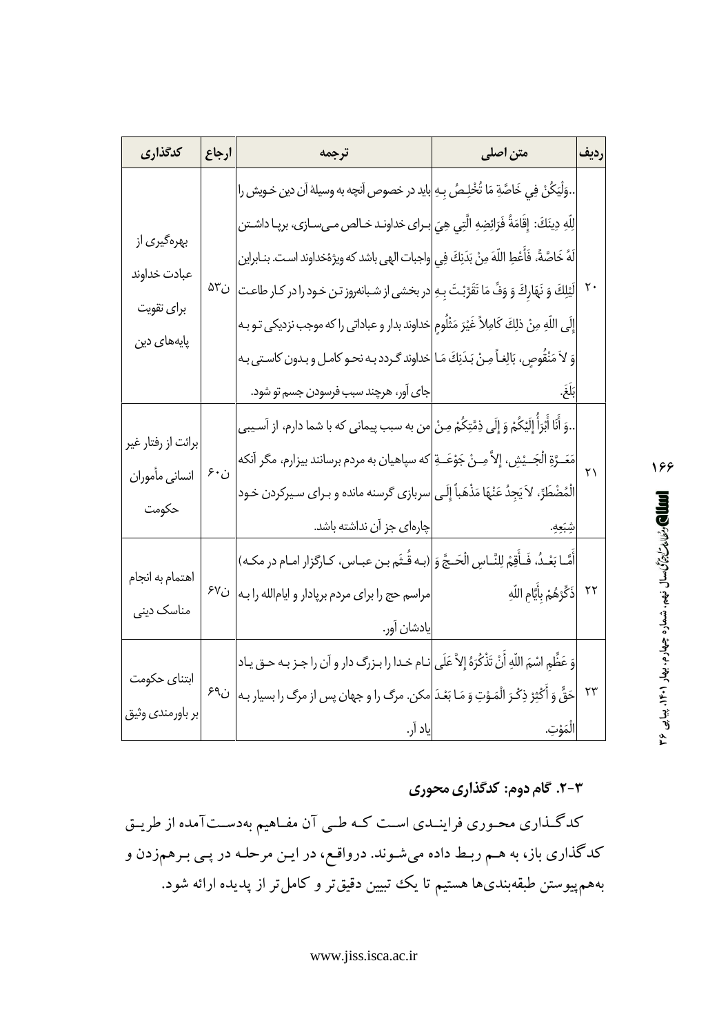| ردیف | متن اصلی | ترجمه | ارجاع | کدگذاری |
|---|---|---|---|---|
| ۲۰ | ..وَلْیَکُنْ فِي خَاصَّةِ مَا تُخْلِصُ بِهِ لِلّهِ دِینَكَ: إِقَامَةُ فَرَائِضِهِ الَّتِي هِيَ لَهُ خَاصَّةً. فَأَعْطِ اللّهَ مِنْ بَدَنِكَ فِي لَیْلِكَ وَ نَهَارِكَ وَ وَفِّ مَا تَقَرَّبْتَ بِهِ إِلَی اللّهِ مِنْ ذلِكَ کَامِلاً غَیْرَ مَثْلُومٍ وَ لاَ مَنْقُوصٍ، بَالِغاً مِنْ بَدَنِكَ مَا بَلَغَ. | باید در خصوص آنچه به وسیلهٔ آن دین خویش را برای خداوند خالص می‌سازی، برپا داشتن واجبات الهی باشد که ویژهٔ خداوند است. بنابراین در بخشی از شبانه‌روز تن خود را در کار طاعت خداوند بدار و عباداتی را که موجب نزدیکی تو به خداوند گردد به نحو کامل و بدون کاستی به جای آور، هرچند سبب فرسودن جسم تو شود. | ن۵۳ | بهره‌گیری از عبادت خداوند برای تقویت پایه‌های دین |
| ۲۱ | ..وَ أَنَا أَبْرَأُ إِلَیْکُمْ وَ إِلَی ذِمَّتِکُمْ مِنْ مَعَرَّةِ الْجَیْشِ، إِلاَّ مِنْ جَوْعَةِ الْمُضْطَرِّ، لاَ یَجِدُ عَنْهَا مَذْهَباً إِلَی شِبَعِهِ. | من به سبب پیمانی که با شما دارم، از آسیبی که سپاهیان به مردم برسانند بیزارم، مگر آنکه سربازی گرسنه مانده و برای سیرکردن خود چاره‌ای جز آن نداشته باشد. | ن۶۰ | برائت از رفتار غیر انسانی مأموران حکومت |
| ۲۲ | أَمَّا بَعْدُ، فَأَقِمْ لِلنَّاسِ الْحَجَّ وَ ذَکِّرْهُمْ بِأَیَّامِ اللّهِ | (به قُثَم بن عباس، کارگزار امام در مکه) مراسم حج را برای مردم برپادار و ایام‌الله را به یادشان آور. | ن۶۷ | اهتمام به انجام مناسک دینی |
| ۲۳ | وَ عَظِّمِ اسْمَ اللّهِ أَنْ تَذْکُرَهُ إِلاَّ عَلَی حَقٍّ وَ أَکْثِرْ ذِکْرَ الْمَوْتِ وَ مَا بَعْدَ الْمَوْتِ. | نام خدا را بزرگ دار و آن را جز به حق یاد مکن. مرگ را و جهان پس از مرگ را بسیار به یاد آر. | ن۶۹ | ابتنای حکومت بر باورمندی وثیق |

### ۳-۲. گام دوم: کدگذاری محوری

کدگذاری محوری فرایندی است که طی آن مفاهیم به‌دست‌آمده از طریق کدگذاری باز، به هم ربط داده می‌شوند. درواقع، در این مرحله در پی برهم‌زدن و به‌هم‌پیوستن طبقه‌بندی‌ها هستیم تا یک تبیین دقیق‌تر و کامل‌تر از پدیده ارائه شود.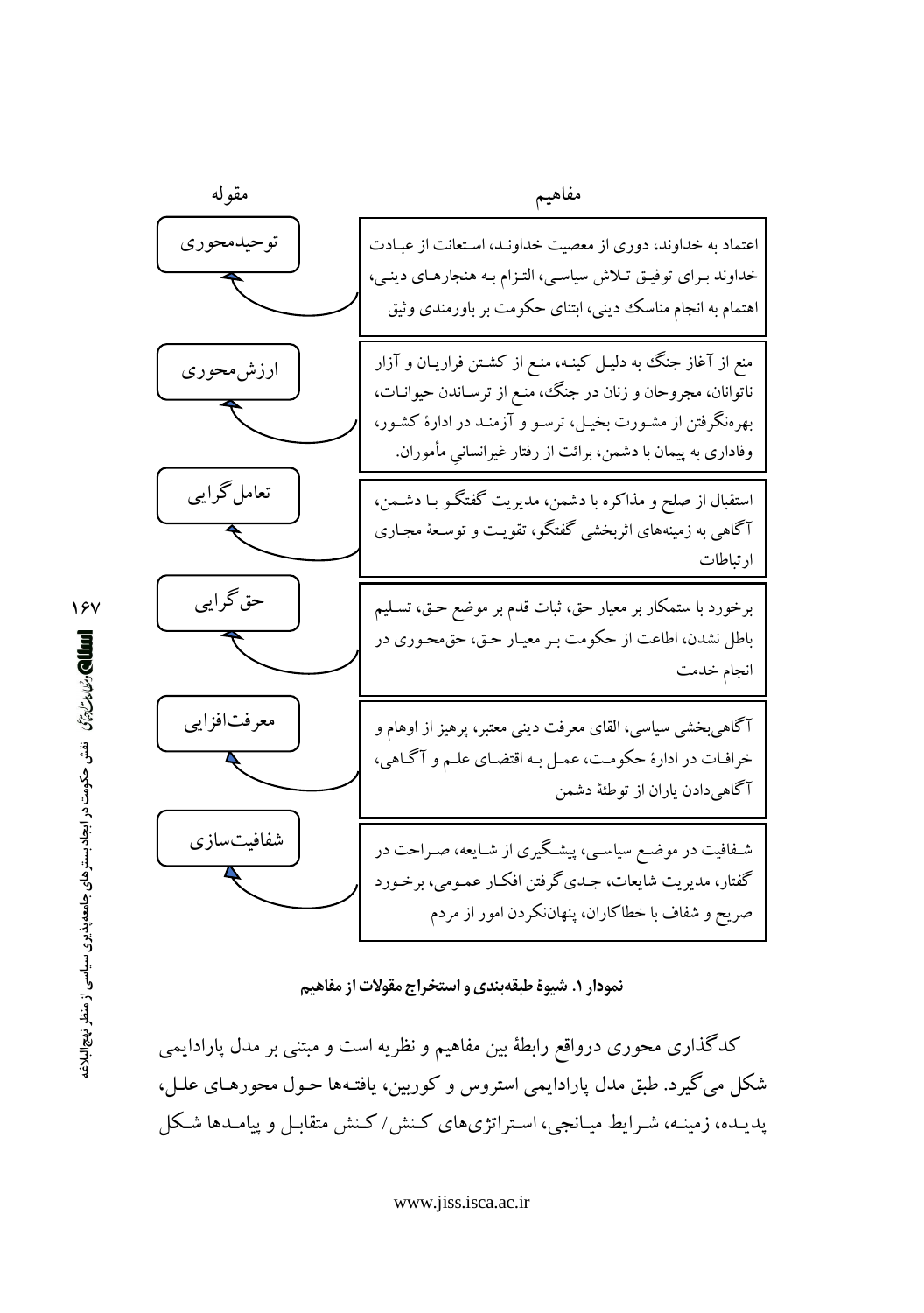| مقوله | مفاهیم |
| --- | --- |
| توحیدمحوری | اعتماد به خداوند، دوری از معصیت خداوند، استعانت از عبادت خداوند برای توفیق تلاش سیاسی، التزام به هنجارهای دینی، اهتمام به انجام مناسک دینی، ابتنای حکومت بر باورمندی وثیق |
| ارزش‌محوری | منع از آغاز جنگ به دلیل کینه، منع از کشتن فراریان و آزار ناتوانان، مجروحان و زنان در جنگ، منع از ترساندن حیوانات، بهره‌نگرفتن از مشورت بخیل، ترسو و آزمند در ادارهٔ کشور، وفاداری به پیمان با دشمن، برائت از رفتار غیرانسانی مأموران. |
| تعامل‌گرایی | استقبال از صلح و مذاکره با دشمن، مدیریت گفتگو با دشمن، آگاهی به زمینه‌های اثربخشی گفتگو، تقویت و توسعهٔ مجاری ارتباطات |
| حق‌گرایی | برخورد با ستمکار بر معیار حق، ثبات قدم بر موضع حق، تسلیم باطل نشدن، اطاعت از حکومت بر معیار حق، حق‌محوری در انجام خدمت |
| معرفت‌افزایی | آگاهی‌بخشی سیاسی، القای معرفت دینی معتبر، پرهیز از اوهام و خرافات در ادارهٔ حکومت، عمل به اقتضای علم و آگاهی، آگاهی‌دادن یاران از توطئهٔ دشمن |
| شفافیت‌سازی | شفافیت در موضع سیاسی، پیشگیری از شایعه، صراحت در گفتار، مدیریت شایعات، جدی‌گرفتن افکار عمومی، برخورد صریح و شفاف با خطاکاران، پنهان‌نکردن امور از مردم |

**نمودار ۱. شیوهٔ طبقه‌بندی و استخراج مقولات از مفاهیم**

کدگذاری محوری درواقع رابطهٔ بین مفاهیم و نظریه است و مبتنی بر مدل پارادایمی شکل می‌گیرد. طبق مدل پارادایمی استروس و کوربین، یافته‌ها حول محورهای علل، پدیده، زمینه، شرایط میانجی، استراتژی‌های کنش/ کنش متقابل و پیامدها شکل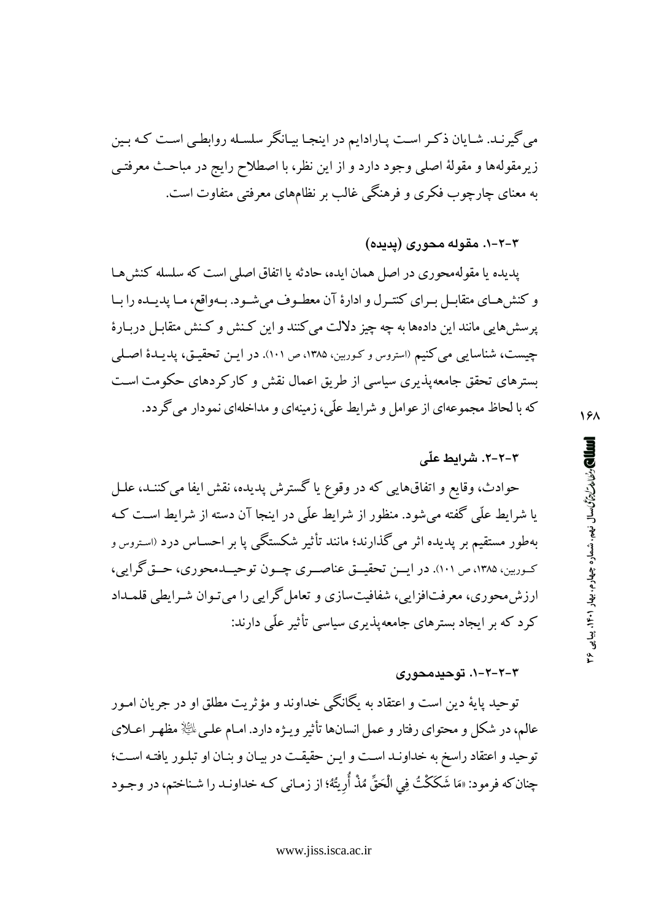می‌گیرنـد. شـایان ذکـر اسـت پـارادایم در اینجـا بیـانگر سلسـله روابطـی اسـت کـه بـین زیرمقوله‌ها و مقولهٔ اصلی وجود دارد و از این نظر، با اصطلاح رایج در مباحـث معرفتـی به معنای چارچوب فکری و فرهنگی غالب بر نظام‌های معرفتی متفاوت است.

### ۳-۲-۱. مقوله محوری (پدیده)

پدیده یا مقوله‌محوری در اصل همان ایده، حادثه یا اتفاق اصلی است که سلسله کنش‌هـا و کنش‌هـای متقابـل بـرای کنتـرل و ادارهٔ آن معطـوف می‌شـود. بـه‌واقع، مـا پدیـده را بـا پرسش‌هایی مانند این داده‌ها به چه چیز دلالت می‌کنند و این کـنش و کـنش متقابـل دربـارهٔ چیست، شناسایی می‌کنیم (استروس و کوربین، ۱۳۸۵، ص ۱۰۱). در ایـن تحقیـق، پدیـدهٔ اصـلی بسترهای تحقق جامعه‌پذیری سیاسی از طریق اعمال نقش و کارکردهای حکومت اسـت که با لحاظ مجموعه‌ای از عوامل و شرایط علّی، زمینه‌ای و مداخله‌ای نمودار می‌گردد.

### ۳-۲-۲. شرایط علّی

حوادث، وقایع و اتفاق‌هایی که در وقوع یا گسترش پدیده، نقش ایفا می‌کننـد، علـل یا شرایط علّی گفته می‌شود. منظور از شرایط علّی در اینجا آن دسته از شرایط اسـت کـه به‌طور مستقیم بر پدیده اثر می‌گذارند؛ مانند تأثیر شکستگی پا بر احسـاس درد (استروس و کوربین، ۱۳۸۵، ص ۱۰۱). در ایـن تحقیـق عناصـری چـون توحیـدمحوری، حـق‌گرایی، ارزش‌محوری، معرفت‌افزایی، شفافیت‌سازی و تعامل‌گرایی را می‌تـوان شـرایطی قلمـداد کرد که بر ایجاد بسترهای جامعه‌پذیری سیاسی تأثیر علّی دارند:

#### ۳-۲-۲-۱. توحیدمحوری

توحید پایهٔ دین است و اعتقاد به یگانگی خداوند و مؤثریت مطلق او در جریان امـور عالم، در شکل و محتوای رفتار و عمل انسان‌ها تأثیر ویـژه دارد. امـام علـی ﷺ مظهـر اعـلای توحید و اعتقاد راسخ به خداونـد اسـت و ایـن حقیقـت در بیـان و بنـان او تبلـور یافتـه اسـت؛ چنان‌که فرمود: «مَا شَكَكْتُ فِي الْحَقِّ مُذْ أُرِيتُهُ؛ از زمـانی کـه خداونـد را شـناختم، در وجـود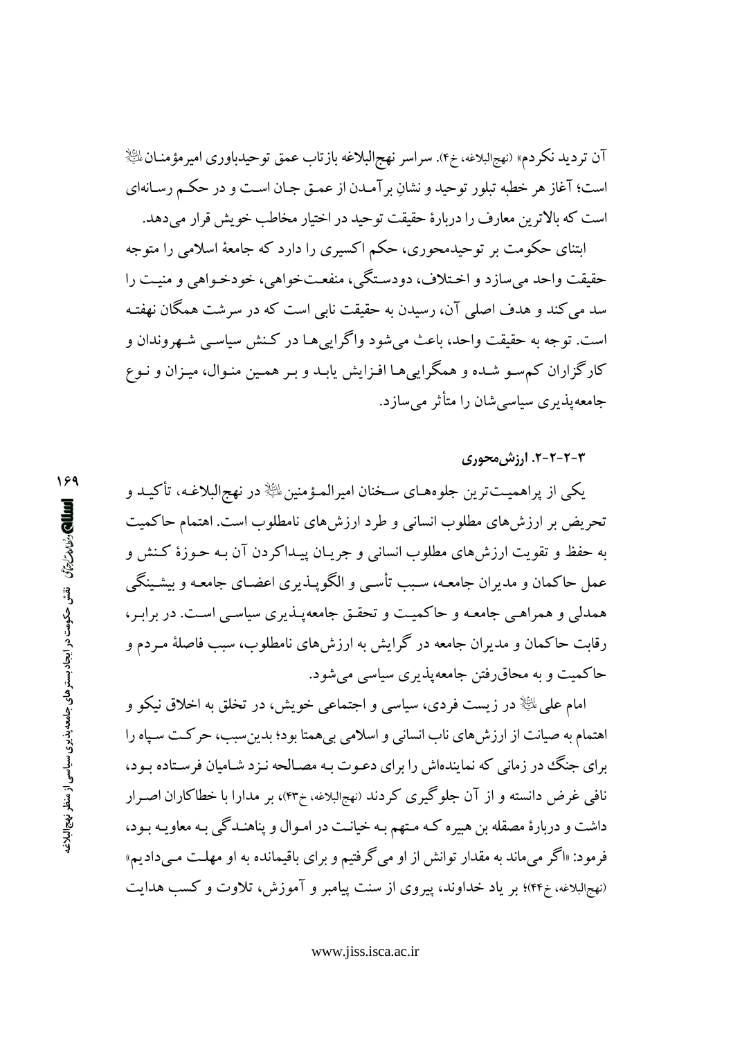آن تردید نکردم» (نهج‌البلاغه، خ۴). سراسر نهج‌البلاغه بازتاب عمق توحیدباوری امیرمؤمنان علیه‌السلام است؛ آغاز هر خطبه تبلور توحید و نشانِ برآمدن از عمق جان است و در حکم رسانه‌ای است که بالاترین معارف را دربارهٔ حقیقت توحید در اختیار مخاطب خویش قرار می‌دهد.

ابتنای حکومت بر توحیدمحوری، حکم اکسیری را دارد که جامعهٔ اسلامی را متوجه حقیقت واحد می‌سازد و اختلاف، دودستگی، منفعت‌خواهی، خودخواهی و منیت را سد می‌کند و هدف اصلی آن، رسیدن به حقیقت نابی است که در سرشت همگان نهفته است. توجه به حقیقت واحد، باعث می‌شود واگرایی‌ها در کنش سیاسی شهروندان و کارگزاران کم‌سو شده و همگرایی‌ها افزایش یابد و بر همین منوال، میزان و نوع جامعه‌پذیری سیاسی‌شان را متأثر می‌سازد.

#### ۳-۲-۲-۲. ارزش‌محوری

یکی از پراهمیت‌ترین جلوه‌های سخنان امیرالمؤمنین علیه‌السلام در نهج‌البلاغه، تأکید و تحریض بر ارزش‌های مطلوب انسانی و طرد ارزش‌های نامطلوب است. اهتمام حاکمیت به حفظ و تقویت ارزش‌های مطلوب انسانی و جریان پیداکردن آن به حوزهٔ کنش و عمل حاکمان و مدیران جامعه، سبب تأسی و الگوپذیری اعضای جامعه و بیشینگی همدلی و همراهی جامعه و حاکمیت و تحقق جامعه‌پذیری سیاسی است. در برابر، رقابت حاکمان و مدیران جامعه در گرایش به ارزش‌های نامطلوب، سبب فاصلهٔ مردم و حاکمیت و به محاق‌رفتن جامعه‌پذیری سیاسی می‌شود.

امام علی علیه‌السلام در زیست فردی، سیاسی و اجتماعی خویش، در تخلق به اخلاق نیکو و اهتمام به صیانت از ارزش‌های ناب انسانی و اسلامی بی‌همتا بود؛ بدین‌سبب، حرکت سپاه را برای جنگ در زمانی که نماینده‌اش را برای دعوت به مصالحه نزد شامیان فرستاده بود، نافی غرض دانسته و از آن جلوگیری کردند (نهج‌البلاغه، خ۴۳)، بر مدارا با خطاکاران اصرار داشت و دربارهٔ مصقله بن هبیره که متهم به خیانت در اموال و پناهندگی به معاویه بود، فرمود: «اگر می‌ماند به مقدار توانش از او می‌گرفتیم و برای باقیمانده به او مهلت می‌دادیم» (نهج‌البلاغه، خ۴۴)؛ بر یاد خداوند، پیروی از سنت پیامبر و آموزش، تلاوت و کسب هدایت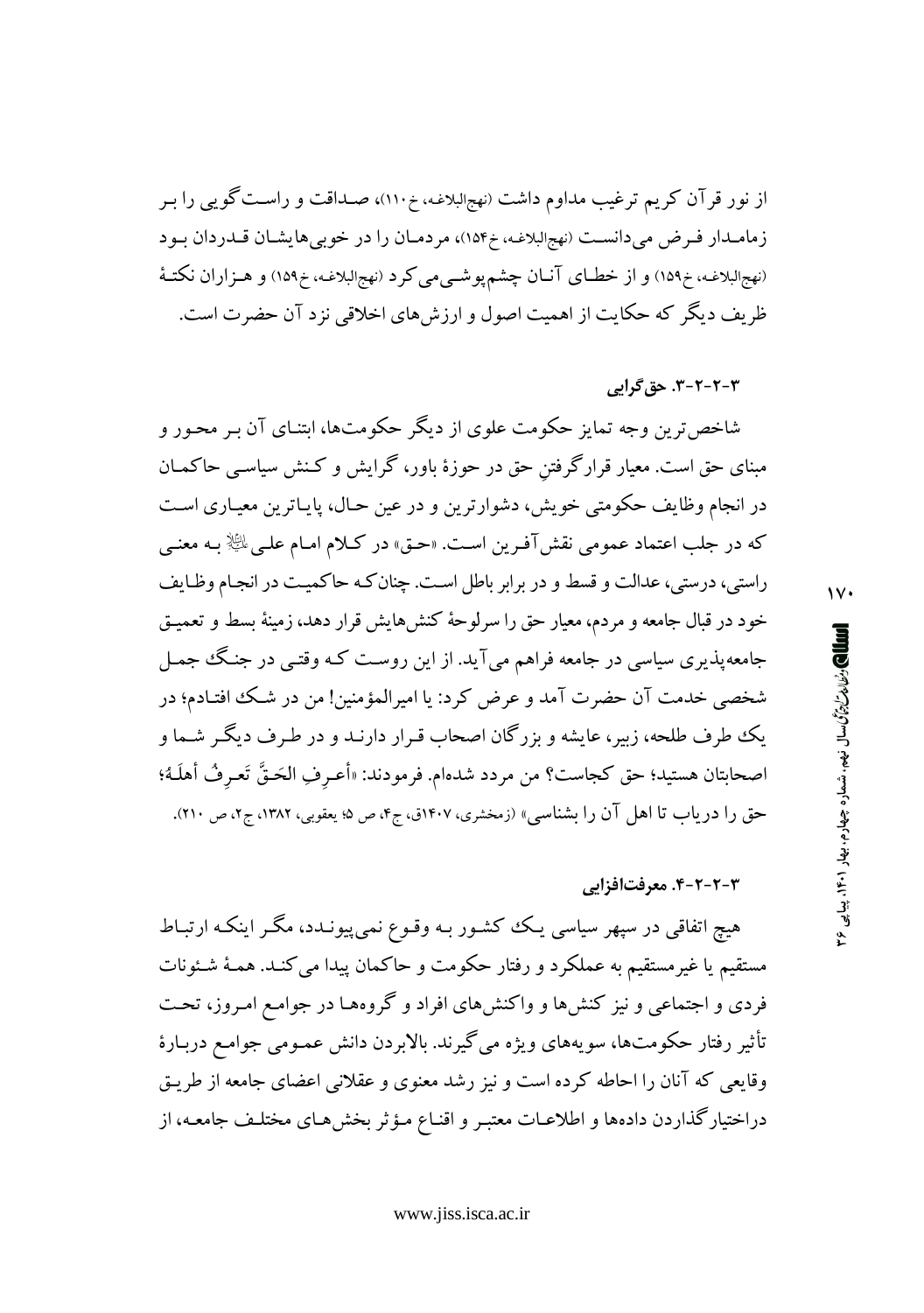از نور قرآن کریم ترغیب مداوم داشت (نهج‌البلاغه، خ۱۱۰)، صداقت و راست‌گویی را بر زمامدار فرض می‌دانست (نهج‌البلاغه، خ۱۵۴)، مردمان را در خوبی‌هایشان قدردان بود (نهج‌البلاغه، خ۱۵۹) و از خطای آنان چشم‌پوشی می‌کرد (نهج‌البلاغه، خ۱۵۹) و هزاران نکتهٔ ظریف دیگر که حکایت از اهمیت اصول و ارزش‌های اخلاقی نزد آن حضرت است.

### ۳-۲-۲-۳. حق‌گرایی

شاخص‌ترین وجه تمایز حکومت علوی از دیگر حکومت‌ها، ابتنای آن بر محور و مبنای حق است. معیار قرارگرفتنِ حق در حوزهٔ باور، گرایش و کنش سیاسی حاکمان در انجام وظایف حکومتی خویش، دشوارترین و در عین حال، پایاترین معیاری است که در جلب اعتماد عمومی نقش‌آفرین است. «حق» در کلام امام علی‌ؑ به معنی راستی، درستی، عدالت و قسط و در برابر باطل است. چنان‌که حاکمیت در انجام وظایف خود در قبال جامعه و مردم، معیار حق را سرلوحهٔ کنش‌هایش قرار دهد، زمینهٔ بسط و تعمیق جامعه‌پذیری سیاسی در جامعه فراهم می‌آید. از این روست که وقتی در جنگ جمل شخصی خدمت آن حضرت آمد و عرض کرد: یا امیرالمؤمنین! من در شک افتادم؛ در یک طرف طلحه، زبیر، عایشه و بزرگان اصحاب قرار دارند و در طرف دیگر شما و اصحابتان هستید؛ حق کجاست؟ من مردد شده‌ام. فرمودند: «أعرِفِ الحَقَّ تَعرِفُ أهلَهُ؛ حق را دریاب تا اهل آن را بشناسی» (زمخشری، ۱۴۰۷ق، ج۴، ص ۵؛ یعقوبی، ۱۳۸۲، ج۲، ص ۲۱۰).

### ۳-۲-۲-۴. معرفت‌افزایی

هیچ اتفاقی در سپهر سیاسی یک کشور به وقوع نمی‌پیوندد، مگر اینکه ارتباط مستقیم یا غیرمستقیم به عملکرد و رفتار حکومت و حاکمان پیدا می‌کند. همهٔ شئونات فردی و اجتماعی و نیز کنش‌ها و واکنش‌های افراد و گروه‌ها در جوامع امروز، تحت تأثیر رفتار حکومت‌ها، سویه‌های ویژه می‌گیرند. بالابردن دانش عمومی جوامع دربارهٔ وقایعی که آنان را احاطه کرده است و نیز رشد معنوی و عقلانی اعضای جامعه از طریق دراختیارگذاردن داده‌ها و اطلاعات معتبر و اقناع مؤثر بخش‌های مختلف جامعه، از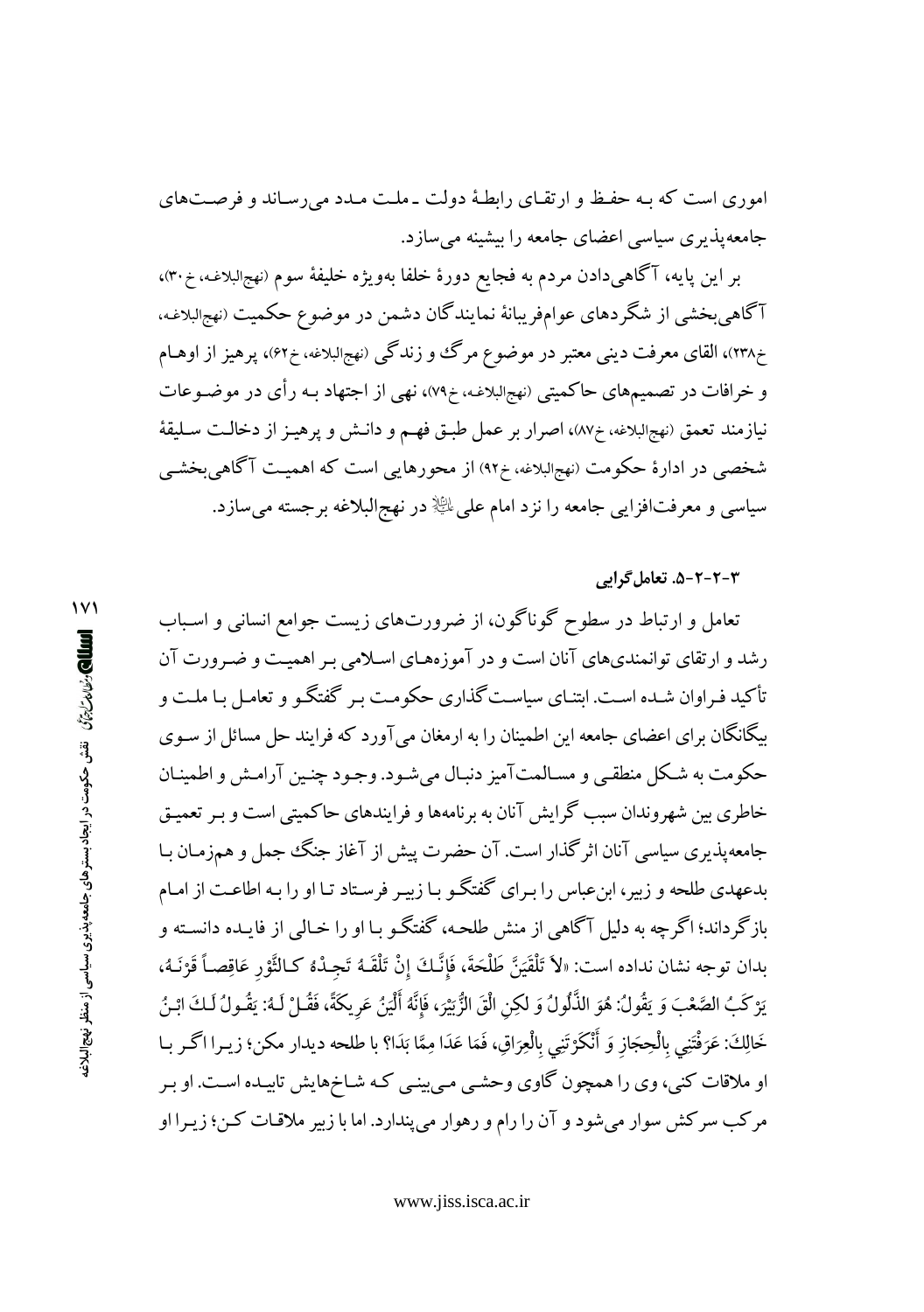اموری است که به حفظ و ارتقای رابطهٔ دولت ـ ملت مدد می‌رساند و فرصت‌های جامعه‌پذیری سیاسی اعضای جامعه را بیشینه می‌سازد.

بر این پایه، آگاهی‌دادن مردم به فجایع دورهٔ خلفا به‌ویژه خلیفهٔ سوم (نهج‌البلاغه، خ۳۰)، آگاهی‌بخشی از شگردهای عوام‌فریبانهٔ نمایندگان دشمن در موضوع حکمیت (نهج‌البلاغه، خ۲۳۸)، القای معرفت دینی معتبر در موضوع مرگ و زندگی (نهج‌البلاغه، خ۶۲)، پرهیز از اوهام و خرافات در تصمیم‌های حاکمیتی (نهج‌البلاغه، خ۷۹)، نهی از اجتهاد به رأی در موضوعات نیازمند تعمق (نهج‌البلاغه، خ۸۷)، اصرار بر عمل طبق فهم و دانش و پرهیز از دخالت سلیقهٔ شخصی در ادارهٔ حکومت (نهج‌البلاغه، خ۹۲) از محورهایی است که اهمیت آگاهی‌بخشی سیاسی و معرفت‌افزایی جامعه را نزد امام علی علیه‌السلام در نهج‌البلاغه برجسته می‌سازد.

### ۳-۲-۲-۵. تعامل‌گرایی

تعامل و ارتباط در سطوح گوناگون، از ضرورت‌های زیست جوامع انسانی و اسباب رشد و ارتقای توانمندی‌های آنان است و در آموزه‌های اسلامی بر اهمیت و ضرورت آن تأکید فراوان شده است. ابتنای سیاست‌گذاری حکومت بر گفتگو و تعامل با ملت و بیگانگان برای اعضای جامعه این اطمینان را به ارمغان می‌آورد که فرایند حل مسائل از سوی حکومت به شکل منطقی و مسالمت‌آمیز دنبال می‌شود. وجود چنین آرامش و اطمینان خاطری بین شهروندان سبب گرایش آنان به برنامه‌ها و فرایندهای حاکمیتی است و بر تعمیق جامعه‌پذیری سیاسی آنان اثرگذار است. آن حضرت پیش از آغاز جنگ جمل و هم‌زمان با بدعهدی طلحه و زبیر، ابن‌عباس را برای گفتگو با زبیر فرستاد تا او را به اطاعت از امام بازگرداند؛ اگرچه به دلیل آگاهی از منش طلحه، گفتگو با او را خالی از فایده دانسته و بدان توجه نشان نداده است: «لاَ تَلْقَيَنَّ طَلْحَةَ، فَإِنَّكَ إِنْ تَلْقَهُ تَجِدْهُ كَالثَّوْرِ عَاقِصاً قَرْنَهُ، يَرْكَبُ الصَّعْبَ وَ يَقُولُ: هُوَ الذَّلُولُ؛ وَ لكِنِ الْقَ الزُّبَيْرَ، فَإِنَّهُ أَلْيَنُ عَرِيكَةً، فَقُلْ لَهُ: يَقُولُ لَكَ ابْنُ خَالِكَ: عَرَفْتَنِي بِالْحِجَازِ وَ أَنْكَرْتَنِي بِالْعِرَاقِ، فَمَا عَدَا مِمَّا بَدَا؟» با طلحه دیدار مکن؛ زیرا اگر با او ملاقات کنی، وی را همچون گاوی وحشی می‌بینی که شاخ‌هایش تابیده است. او بر مرکب سرکش سوار می‌شود و آن را رام و رهوار می‌پندارد. اما با زبیر ملاقات کن؛ زیرا او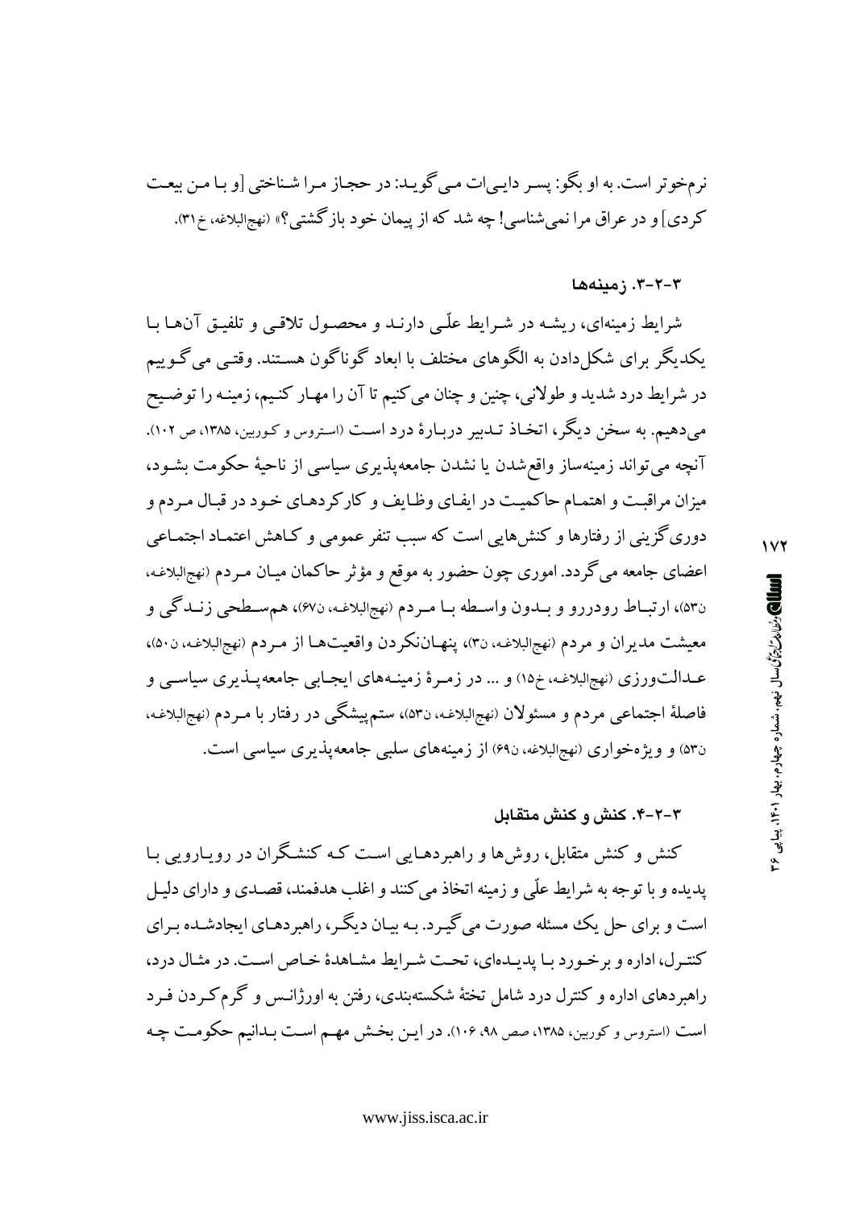نرم‌خوتر است. به او بگو: پسر دایی‌ات می‌گوید: در حجاز مرا شناختی [و با من بیعت کردی] و در عراق مرا نمی‌شناسی! چه شد که از پیمان خود بازگشتی؟» (نهج‌البلاغه، خ۳۱).

### ۳-۲-۳. زمینه‌ها

شرایط زمینه‌ای، ریشه در شرایط علّی دارند و محصول تلاقی و تلفیق آن‌ها با یکدیگر برای شکل‌دادن به الگوهای مختلف با ابعاد گوناگون هستند. وقتی می‌گوییم در شرایط درد شدید و طولانی، چنین و چنان می‌کنیم تا آن را مهار کنیم، زمینه را توضیح می‌دهیم. به سخن دیگر، اتخاذ تدبیر دربارهٔ درد است (استروس و کوربین، ۱۳۸۵، ص ۱۰۲). آنچه می‌تواند زمینه‌ساز واقع‌شدن یا نشدن جامعه‌پذیری سیاسی از ناحیهٔ حکومت بشود، میزان مراقبت و اهتمام حاکمیت در ایفای وظایف و کارکردهای خود در قبال مردم و دوری‌گزینی از رفتارها و کنش‌هایی است که سبب تنفر عمومی و کاهش اعتماد اجتماعی اعضای جامعه می‌گردد. اموری چون حضور به موقع و مؤثر حاکمان میان مردم (نهج‌البلاغه، ن۵۳)، ارتباط رودررو و بدون واسطه با مردم (نهج‌البلاغه، ن۶۷)، هم‌سطحی زندگی و معیشت مدیران و مردم (نهج‌البلاغه، ن۳)، پنهان‌نکردن واقعیت‌ها از مردم (نهج‌البلاغه، ن۵۰)، عدالت‌ورزی (نهج‌البلاغه، خ۱۵) و ... در زمرهٔ زمینه‌های ایجابی جامعه‌پذیری سیاسی و فاصلهٔ اجتماعی مردم و مسئولان (نهج‌البلاغه، ن۵۳)، ستم‌پیشگی در رفتار با مردم (نهج‌البلاغه، ن۵۳) و ویژه‌خواری (نهج‌البلاغه، ن۶۹) از زمینه‌های سلبی جامعه‌پذیری سیاسی است.

### ۳-۲-۴. کنش و کنش متقابل

کنش و کنش متقابل، روش‌ها و راهبردهایی است که کنشگران در رویارویی با پدیده و با توجه به شرایط علّی و زمینه اتخاذ می‌کنند و اغلب هدفمند، قصدی و دارای دلیل است و برای حل یک مسئله صورت می‌گیرد. به بیان دیگر، راهبردهای ایجادشده برای کنترل، اداره و برخورد با پدیده‌ای، تحت شرایط مشاهدهٔ خاص است. در مثال درد، راهبردهای اداره و کنترل درد شامل تختهٔ شکسته‌بندی، رفتن به اورژانس و گرم‌کردن فرد است (استروس و کوربین، ۱۳۸۵، صص ۹۸، ۱۰۶). در این بخش مهم است بدانیم حکومت چه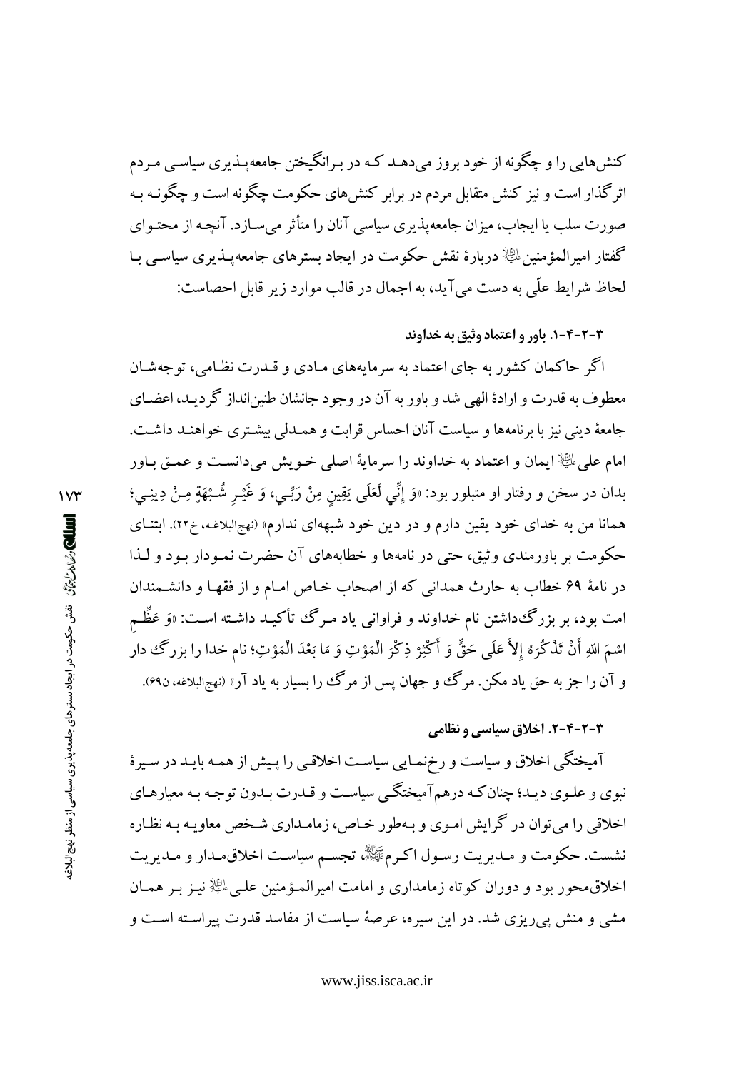کنش‌هایی را و چگونه از خود بروز می‌دهد که در برانگیختن جامعه‌پذیری سیاسی مردم اثرگذار است و نیز کنش متقابل مردم در برابر کنش‌های حکومت چگونه است و چگونه به صورت سلب یا ایجاب، میزان جامعه‌پذیری سیاسی آنان را متأثر می‌سازد. آنچه از محتوای گفتار امیرالمؤمنین علیه السلام دربارهٔ نقش حکومت در ایجاد بسترهای جامعه‌پذیری سیاسی با لحاظ شرایط علّی به دست می‌آید، به اجمال در قالب موارد زیر قابل احصاست:

#### ۳-۲-۴-۱. باور و اعتماد وثیق به خداوند

اگر حاکمان کشور به جای اعتماد به سرمایه‌های مادی و قدرت نظامی، توجه‌شان معطوف به قدرت و ارادهٔ الهی شد و باور به آن در وجود جانشان طنین‌انداز گردید، اعضای جامعهٔ دینی نیز با برنامه‌ها و سیاست آنان احساس قرابت و همدلی بیشتری خواهند داشت. امام علی علیه السلام ایمان و اعتماد به خداوند را سرمایهٔ اصلی خویش می‌دانست و عمق باور بدان در سخن و رفتار او متبلور بود: «وَ إِنِّي لَعَلَى يَقِينٍ مِنْ رَبِّي، وَ غَيْرِ شُبْهَةٍ مِنْ دِينِي؛ همانا من به خدای خود یقین دارم و در دین خود شبهه‌ای ندارم» (نهج‌البلاغه، خ۲۲). ابتنای حکومت بر باورمندی وثیق، حتی در نامه‌ها و خطابه‌های آن حضرت نمودار بود و لذا در نامهٔ ۶۹ خطاب به حارث همدانی که از اصحاب خاص امام و از فقها و دانشمندان امت بود، بر بزرگ‌داشتن نام خداوند و فراوانی یاد مرگ تأکید داشته است: «وَ عَظِّمِ اسْمَ اللهِ أَنْ تَذْكُرَهُ إِلاَّ عَلَى حَقٍّ وَ أَكْثِرْ ذِكْرَ الْمَوْتِ وَ مَا بَعْدَ الْمَوْتِ؛ نام خدا را بزرگ دار و آن را جز به حق یاد مکن. مرگ و جهان پس از مرگ را بسیار به یاد آر» (نهج‌البلاغه، ن۶۹).

#### ۳-۲-۴-۲. اخلاق سیاسی و نظامی

آمیختگی اخلاق و سیاست و رخ‌نمایی سیاست اخلاقی را پیش از همه باید در سیرهٔ نبوی و علوی دید؛ چنان‌که درهم‌آمیختگی سیاست و قدرت بدون توجه به معیارهای اخلاقی را می‌توان در گرایش اموی و به‌طور خاص، زمامداری شخص معاویه به نظاره نشست. حکومت و مدیریت رسول اکرم صلی الله علیه و آله تجسم سیاست اخلاق‌مدار و مدیریت اخلاق‌محور بود و دوران کوتاه زمامداری و امامت امیرالمؤمنین علی علیه السلام نیز بر همان مشی و منش پی‌ریزی شد. در این سیره، عرصهٔ سیاست از مفاسد قدرت پیراسته است و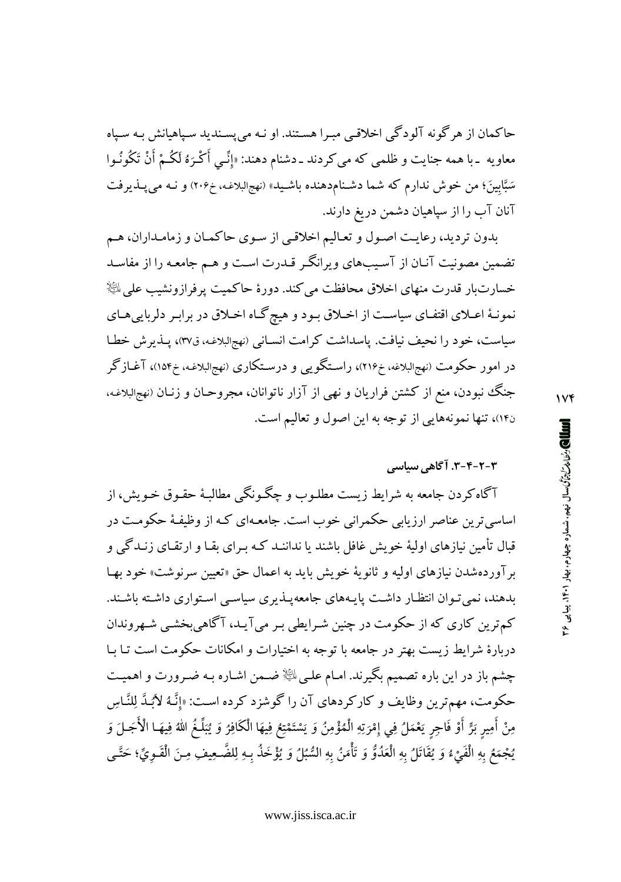حاکمان از هرگونه آلودگی اخلاقی مبرا هستند. او نه می‌پسندید سپاهیانش به سپاه معاویه ـ با همه جنایت و ظلمی که می‌کردند ـ دشنام دهند: «إِنِّي أَكْرَهُ لَكُمْ أَنْ تَكُونُوا سَبَّابِينَ؛ من خوش ندارم که شما دشنام‌دهنده باشید» (نهج‌البلاغه، خ۲۰۶) و نه می‌پذیرفت آنان آب را از سپاهیان دشمن دریغ دارند.

بدون تردید، رعایت اصول و تعالیم اخلاقی از سوی حاکمان و زمامداران، هم تضمین مصونیت آنان از آسیب‌های ویرانگر قدرت است و هم جامعه را از مفاسد خسارت‌بار قدرت منهای اخلاق محافظت می‌کند. دورهٔ حاکمیت پرفرازونشیب علی علیه‌السلام نمونهٔ اعلای اقتفای سیاست از اخلاق بود و هیچ‌گاه اخلاق در برابر دلربایی‌های سیاست، خود را نحیف نیافت. پاسداشت کرامت انسانی (نهج‌البلاغه، ق۳۷)، پذیرش خطا در امور حکومت (نهج‌البلاغه، خ۲۱۶)، راستگویی و درستکاری (نهج‌البلاغه، خ۱۵۴)، آغازگر جنگ نبودن، منع از کشتن فراریان و نهی از آزار ناتوانان، مجروحان و زنان (نهج‌البلاغه، ن۱۴)، تنها نمونه‌هایی از توجه به این اصول و تعالیم است.

### ۳-۲-۴-۳. آگاهی سیاسی

آگاه‌کردن جامعه به شرایط زیست مطلوب و چگونگی مطالبهٔ حقوق خویش، از اساسی‌ترین عناصر ارزیابی حکمرانی خوب است. جامعه‌ای که از وظیفهٔ حکومت در قبال تأمین نیازهای اولیهٔ خویش غافل باشند یا ندانند که برای بقا و ارتقای زندگی و برآورده‌شدن نیازهای اولیه و ثانویهٔ خویش باید به اعمال حق «تعیین سرنوشت» خود بها بدهند، نمی‌توان انتظار داشت پایه‌های جامعه‌پذیری سیاسی استواری داشته باشند. کم‌ترین کاری که از حکومت در چنین شرایطی بر می‌آید، آگاهی‌بخشی شهروندان دربارهٔ شرایط زیست بهتر در جامعه با توجه به اختیارات و امکانات حکومت است تا با چشم باز در این باره تصمیم بگیرند. امام علی علیه‌السلام ضمن اشاره به ضرورت و اهمیت حکومت، مهم‌ترین وظایف و کارکردهای آن را گوشزد کرده است: «إِنَّهُ لَابُدَّ لِلنَّاسِ مِنْ أَمِيرٍ بَرٍّ أَوْ فَاجِرٍ يَعْمَلُ فِي إِمْرَتِهِ الْمُؤْمِنُ وَ يَسْتَمْتِعُ فِيهَا الْكَافِرُ وَ يُبَلِّغُ اللهُ فِيهَا الْأَجَلَ وَ يُجْمَعُ بِهِ الْفَيْءُ وَ يُقَاتَلُ بِهِ الْعَدُوُّ وَ تَأْمَنُ بِهِ السُّبُلُ وَ يُؤْخَذُ بِهِ لِلضَّعِيفِ مِنَ الْقَوِيِّ؛ حَتَّى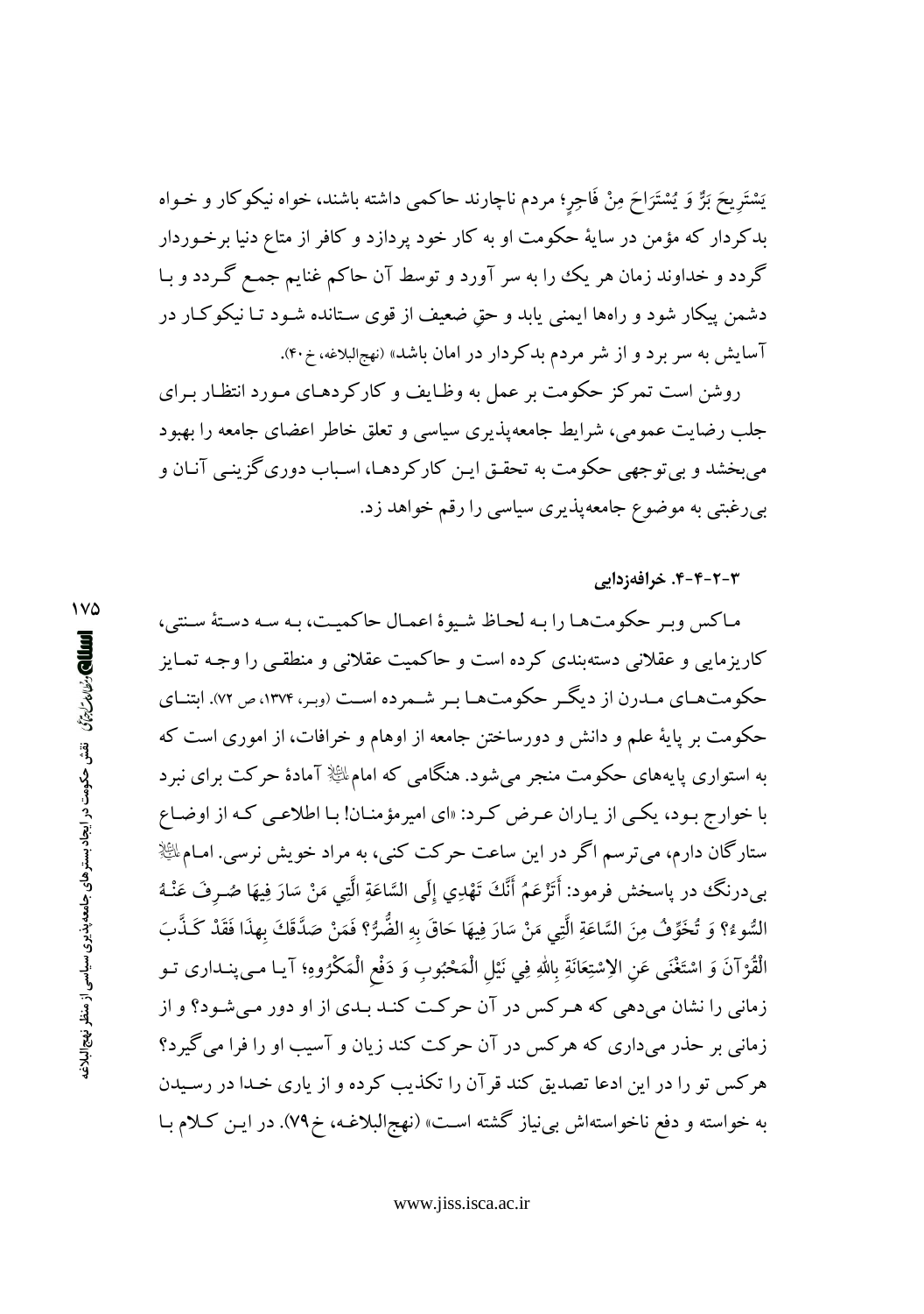يَسْتَرِيحَ بَرٌّ وَ يُسْتَرَاحَ مِنْ فَاجِرٍ؛ مردم ناچارند حاکمی داشته باشند، خواه نیکوکار و خواه بدکردار که مؤمن در سایهٔ حکومت او به کار خود پردازد و کافر از متاع دنیا برخوردار گردد و خداوند زمان هر یک را به سر آورد و توسط آن حاکم غنایم جمع گردد و با دشمن پیکار شود و راه‌ها ایمنی یابد و حق ضعیف از قوی ستانده شود تا نیکوکار در آسایش به سر برد و از شر مردم بدکردار در امان باشد» (نهج‌البلاغه، خ۴۰).

روشن است تمرکز حکومت بر عمل به وظایف و کارکردهای مورد انتظار برای جلب رضایت عمومی، شرایط جامعه‌پذیری سیاسی و تعلق خاطر اعضای جامعه را بهبود می‌بخشد و بی‌توجهی حکومت به تحقق این کارکردها، اسباب دوری‌گزینی آنان و بی‌رغبتی به موضوع جامعه‌پذیری سیاسی را رقم خواهد زد.

### ۳-۲-۴-۴. خرافه‌زدایی

ماکس وبر حکومت‌ها را به لحاظ شیوهٔ اعمال حاکمیت، به سه دستهٔ سنتی، کاریزمایی و عقلانی دسته‌بندی کرده است و حاکمیت عقلانی و منطقی را وجه تمایز حکومت‌های مدرن از دیگر حکومت‌ها بر شمرده است (وبر، ۱۳۷۴، ص ۷۲). ابتنای حکومت بر پایهٔ علم و دانش و دورساختن جامعه از اوهام و خرافات، از اموری است که به استواری پایه‌های حکومت منجر می‌شود. هنگامی که امام علیه السلام آمادهٔ حرکت برای نبرد با خوارج بود، یکی از یاران عرض کرد: «ای امیرمؤمنان! با اطلاعی که از اوضاع ستارگان دارم، می‌ترسم اگر در این ساعت حرکت کنی، به مراد خویش نرسی. امام علیه السلام بی‌درنگ در پاسخش فرمود: أَتَزْعَمُ أَنَّكَ تَهْدِي إِلَى السَّاعَةِ الَّتِي مَنْ سَارَ فِيهَا صُرِفَ عَنْهُ السُّوءُ؟ وَ تُخَوِّفُ مِنَ السَّاعَةِ الَّتِي مَنْ سَارَ فِيهَا حَاقَ بِهِ الضُّرُّ؟ فَمَنْ صَدَّقَكَ بِهذَا فَقَدْ كَذَّبَ الْقُرْآنَ وَ اسْتَغْنَى عَنِ الاِسْتِعَانَةِ بِاللهِ فِي نَيْلِ الْمَحْبُوبِ وَ دَفْعِ الْمَكْرُوهِ؛ آیا می‌پنداری تو زمانی را نشان می‌دهی که هرکس در آن حرکت کند بدی از او دور می‌شود؟ و از زمانی بر حذر می‌داری که هرکس در آن حرکت کند زیان و آسیب او را فرا می‌گیرد؟ هرکس تو را در این ادعا تصدیق کند قرآن را تکذیب کرده و از یاری خدا در رسیدن به خواسته و دفع ناخواسته‌اش بی‌نیاز گشته است» (نهج‌البلاغه، خ۷۹). در این کلام با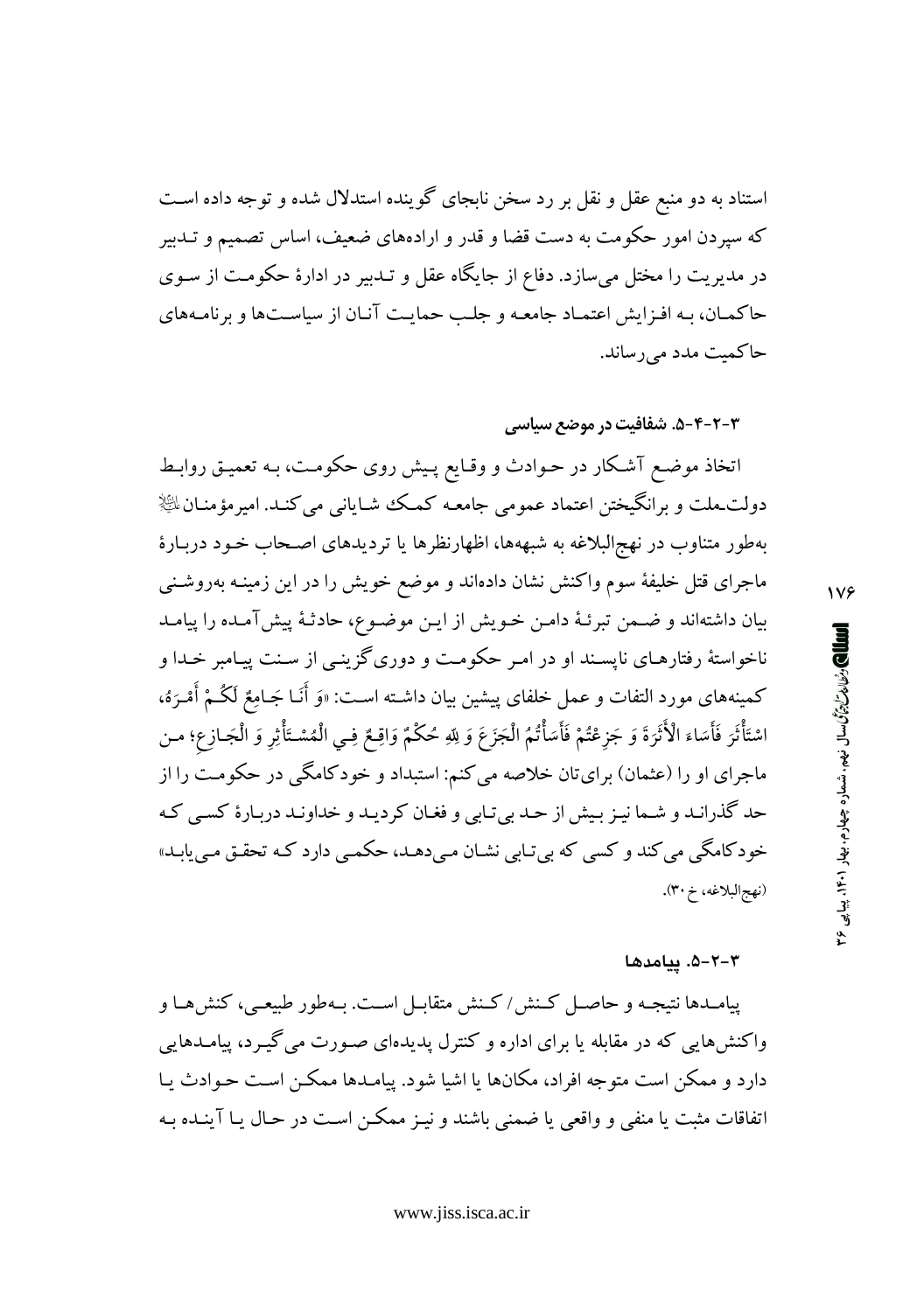استناد به دو منبع عقل و نقل بر رد سخن نابجای گوینده استدلال شده و توجه داده است که سپردن امور حکومت به دست قضا و قدر و اراده‌های ضعیف، اساس تصمیم و تدبیر در مدیریت را مختل می‌سازد. دفاع از جایگاه عقل و تدبیر در ادارهٔ حکومت از سوی حاکمان، به افزایش اعتماد جامعه و جلب حمایت آنان از سیاست‌ها و برنامه‌های حاکمیت مدد می‌رساند.

#### ۳-۲-۴-۵. شفافیت در موضع سیاسی

اتخاذ موضع آشکار در حوادث و وقایع پیش روی حکومت، به تعمیق روابط دولت-ملت و برانگیختن اعتماد عمومی جامعه کمک شایانی می‌کند. امیرمؤمنان علیه‌السلام به‌طور متناوب در نهج‌البلاغه به شبهه‌ها، اظهارنظرها یا تردیدهای اصحاب خود دربارهٔ ماجرای قتل خلیفهٔ سوم واکنش نشان داده‌اند و موضع خویش را در این زمینه به‌روشنی بیان داشته‌اند و ضمن تبرئهٔ دامن خویش از این موضوع، حادثهٔ پیش‌آمده را پیامد ناخواستهٔ رفتارهای ناپسند او در امر حکومت و دوری گزینی از سنت پیامبر خدا و کمینه‌های مورد التفات و عمل خلفای پیشین بیان داشته است: «وَ أَنَا جَامِعٌ لَكُمْ أَمْرَهُ، اسْتَأْثَرَ فَأَسَاءَ الْأَثَرَةَ وَ جَزِعْتُمْ فَأَسَأْتُمُ الْجَزَعَ وَ لِلَّهِ حُكْمٌ وَاقِعٌ فِي الْمُسْتَأْثِرِ وَ الْجَازِعِ؛ من ماجرای او را (عثمان) برای‌تان خلاصه می‌کنم: استبداد و خودکامگی در حکومت را از حد گذراند و شما نیز بیش از حد بی‌تابی و فغان کردید و خداوند دربارهٔ کسی که خودکامگی می‌کند و کسی که بی‌تابی نشان می‌دهد، حکمی دارد که تحقق می‌یابد» (نهج‌البلاغه، خ ۳۰).

#### ۳-۲-۵. پیامدها

پیامدها نتیجه و حاصل کنش/ کنش متقابل است. به‌طور طبیعی، کنش‌ها و واکنش‌هایی که در مقابله یا برای اداره و کنترل پدیده‌ای صورت می‌گیرد، پیامدهایی دارد و ممکن است متوجه افراد، مکان‌ها یا اشیا شود. پیامدها ممکن است حوادث یا اتفاقات مثبت یا منفی و واقعی یا ضمنی باشند و نیز ممکن است در حال یا آینده به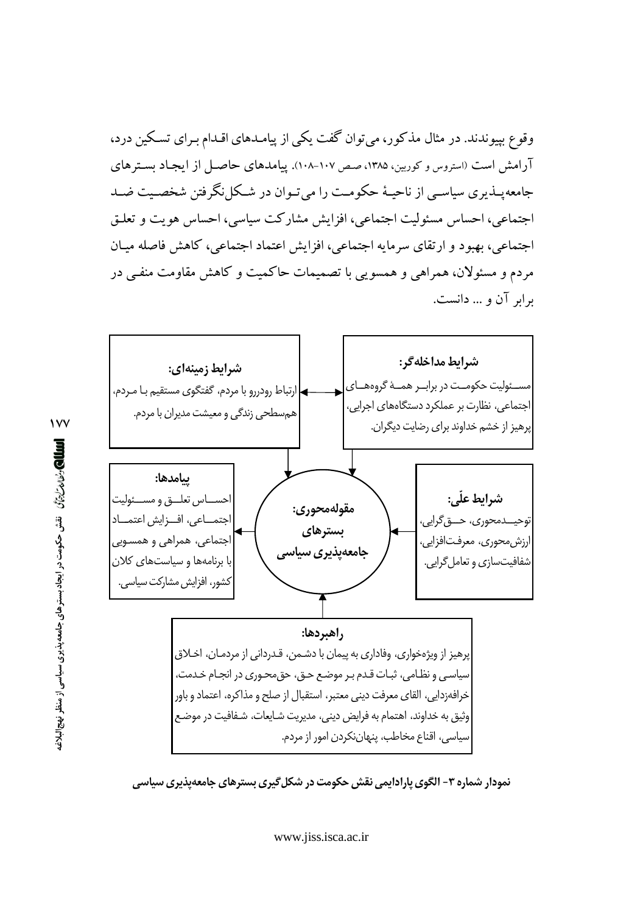وقوع بپیوندند. در مثال مذکور، می‌توان گفت یکی از پیامدهای اقدام برای تسکین درد، آرامش است (استروس و کوربین، ۱۳۸۵، صص ۱۰۷-۱۰۸). پیامدهای حاصل از ایجاد بسترهای جامعه‌پذیری سیاسی از ناحیهٔ حکومت را می‌توان در شکل‌نگرفتن شخصیت ضد اجتماعی، احساس مسئولیت اجتماعی، افزایش مشارکت سیاسی، احساس هویت و تعلق اجتماعی، بهبود و ارتقای سرمایه اجتماعی، افزایش اعتماد اجتماعی، کاهش فاصله میان مردم و مسئولان، همراهی و همسویی با تصمیمات حاکمیت و کاهش مقاومت منفی در برابر آن و ... دانست.

**شرایط مداخله‌گر:** مسئولیت حکومت در برابر همهٔ گروه‌های اجتماعی، نظارت بر عملکرد دستگاه‌های اجرایی، پرهیز از خشم خداوند برای رضایت دیگران.

**شرایط زمینه‌ای:** ارتباط رودررو با مردم، گفتگوی مستقیم با مردم، هم‌سطحی زندگی و معیشت مدیران با مردم.

**شرایط علّی:** توحیدمحوری، حق‌گرایی، ارزش‌محوری، معرفت‌افزایی، شفافیت‌سازی و تعامل‌گرایی.

**مقوله‌محوری:** بسترهای جامعه‌پذیری سیاسی

**پیامدها:** احساس تعلق و مسئولیت اجتماعی، افزایش اعتماد اجتماعی، همراهی و همسویی با برنامه‌ها و سیاست‌های کلان کشور، افزایش مشارکت سیاسی.

**راهبردها:** پرهیز از ویژه‌خواری، وفاداری به پیمان با دشمن، قدردانی از مردمان، اخلاق سیاسی و نظامی، ثبات قدم بر موضع حق، حق‌محوری در انجام خدمت، خرافه‌زدایی، القای معرفت دینی معتبر، استقبال از صلح و مذاکره، اعتماد و باور وثیق به خداوند، اهتمام به فرایض دینی، مدیریت شایعات، شفافیت در موضع سیاسی، اقناع مخاطب، پنهان‌نکردن امور از مردم.

**نمودار شماره ۳- الگوی پارادایمی نقش حکومت در شکل‌گیری بسترهای جامعه‌پذیری سیاسی**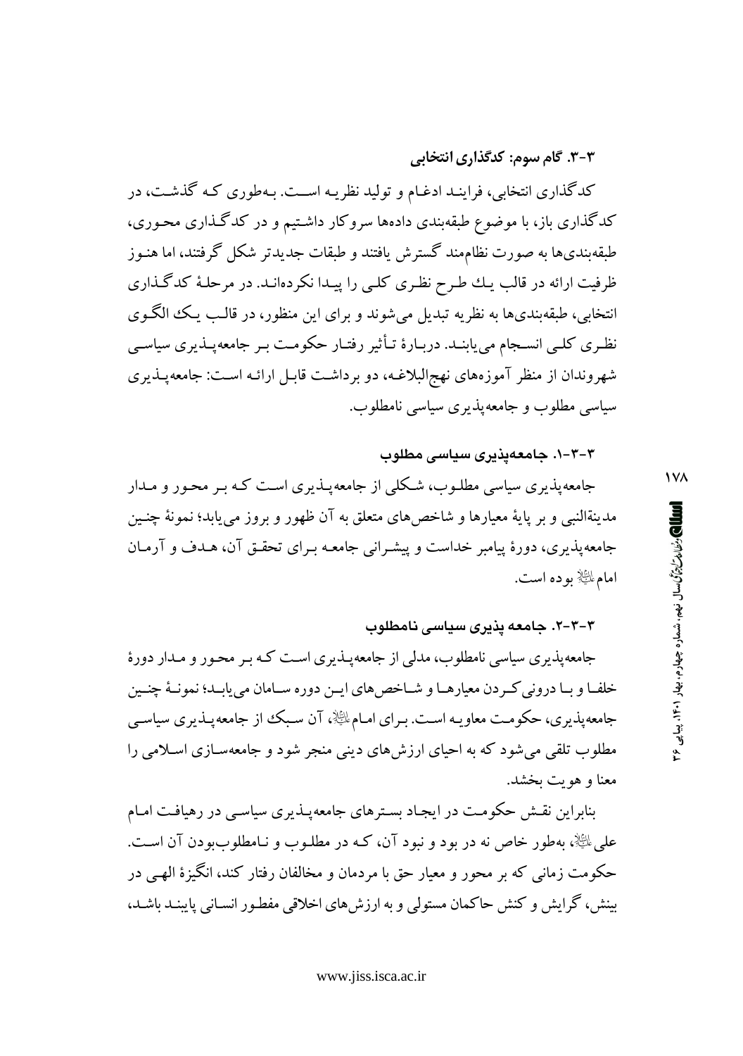### ۳-۳. گام سوم: کدگذاری انتخابی

کدگذاری انتخابی، فرایند ادغام و تولید نظریه است. به‌طوری که گذشت، در کدگذاری باز، با موضوع طبقه‌بندی داده‌ها سروکار داشتیم و در کدگذاری محوری، طبقه‌بندی‌ها به صورت نظام‌مند گسترش یافتند و طبقات جدیدتر شکل گرفتند، اما هنوز ظرفیت ارائه در قالب یک طرح نظری کلی را پیدا نکرده‌اند. در مرحلهٔ کدگذاری انتخابی، طبقه‌بندی‌ها به نظریه تبدیل می‌شوند و برای این منظور، در قالب یک الگوی نظری کلی انسجام می‌یابند. دربارهٔ تأثیر رفتار حکومت بر جامعه‌پذیری سیاسی شهروندان از منظر آموزه‌های نهج‌البلاغه، دو برداشت قابل ارائه است: جامعه‌پذیری سیاسی مطلوب و جامعه‌پذیری سیاسی نامطلوب.

#### ۳-۳-۱. جامعه‌پذیری سیاسی مطلوب

جامعه‌پذیری سیاسی مطلوب، شکلی از جامعه‌پذیری است که بر محور و مدار مدینةالنبی و بر پایهٔ معیارها و شاخص‌های متعلق به آن ظهور و بروز می‌یابد؛ نمونهٔ چنین جامعه‌پذیری، دورهٔ پیامبر خداست و پیشرانی جامعه برای تحقق آن، هدف و آرمان امام علیه‌السلام بوده است.

#### ۳-۳-۲. جامعه پذیری سیاسی نامطلوب

جامعه‌پذیری سیاسی نامطلوب، مدلی از جامعه‌پذیری است که بر محور و مدار دورهٔ خلفا و با درونی کردن معیارها و شاخص‌های این دوره سامان می‌یابد؛ نمونهٔ چنین جامعه‌پذیری، حکومت معاویه است. برای امام علیه‌السلام، آن سبک از جامعه‌پذیری سیاسی مطلوب تلقی می‌شود که به احیای ارزش‌های دینی منجر شود و جامعه‌سازی اسلامی را معنا و هویت بخشد.

بنابراین نقش حکومت در ایجاد بسترهای جامعه‌پذیری سیاسی در رهیافت امام علی علیه‌السلام، به‌طور خاص نه در بود و نبود آن، که در مطلوب و نامطلوب‌بودن آن است. حکومت زمانی که بر محور و معیار حق با مردمان و مخالفان رفتار کند، انگیزهٔ الهی در بینش، گرایش و کنش حاکمان مستولی و به ارزش‌های اخلاقی مفطور انسانی پایبند باشد،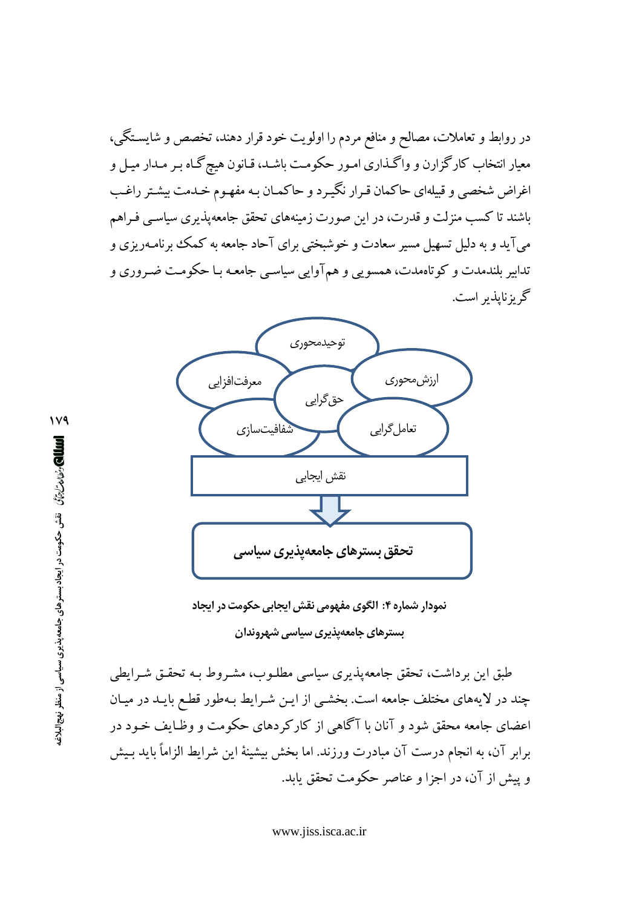در روابط و تعاملات، مصالح و منافع مردم را اولویت خود قرار دهند، تخصص و شایستگی، معیار انتخاب کارگزارن و واگذاری امور حکومت باشد، قانون هیچ‌گاه بر مدار میل و اغراض شخصی و قبیله‌ای حاکمان قرار نگیرد و حاکمان به مفهوم خدمت بیشتر راغب باشند تا کسب منزلت و قدرت، در این صورت زمینه‌های تحقق جامعه‌پذیری سیاسی فراهم می‌آید و به دلیل تسهیل مسیر سعادت و خوشبختی برای آحاد جامعه به کمک برنامه‌ریزی و تدابیر بلندمدت و کوتاه‌مدت، همسویی و هم‌آوایی سیاسی جامعه با حکومت ضروری و گریزناپذیر است.

توحیدمحوری

معرفت‌افزایی

ارزش‌محوری

حق‌گرایی

شفافیت‌سازی

تعامل‌گرایی

نقش ایجابی

**تحقق بسترهای جامعه‌پذیری سیاسی**

**نمودار شماره ۴: الگوی مفهومی نقش ایجابی حکومت در ایجاد بسترهای جامعه‌پذیری سیاسی شهروندان**

طبق این برداشت، تحقق جامعه‌پذیری سیاسی مطلوب، مشروط به تحقق شرایطی چند در لایه‌های مختلف جامعه است. بخشی از این شرایط به‌طور قطع باید در میان اعضای جامعه محقق شود و آنان با آگاهی از کارکردهای حکومت و وظایف خود در برابر آن، به انجام درست آن مبادرت ورزند. اما بخش بیشینهٔ این شرایط الزاماً باید بیش و پیش از آن، در اجزا و عناصر حکومت تحقق یابد.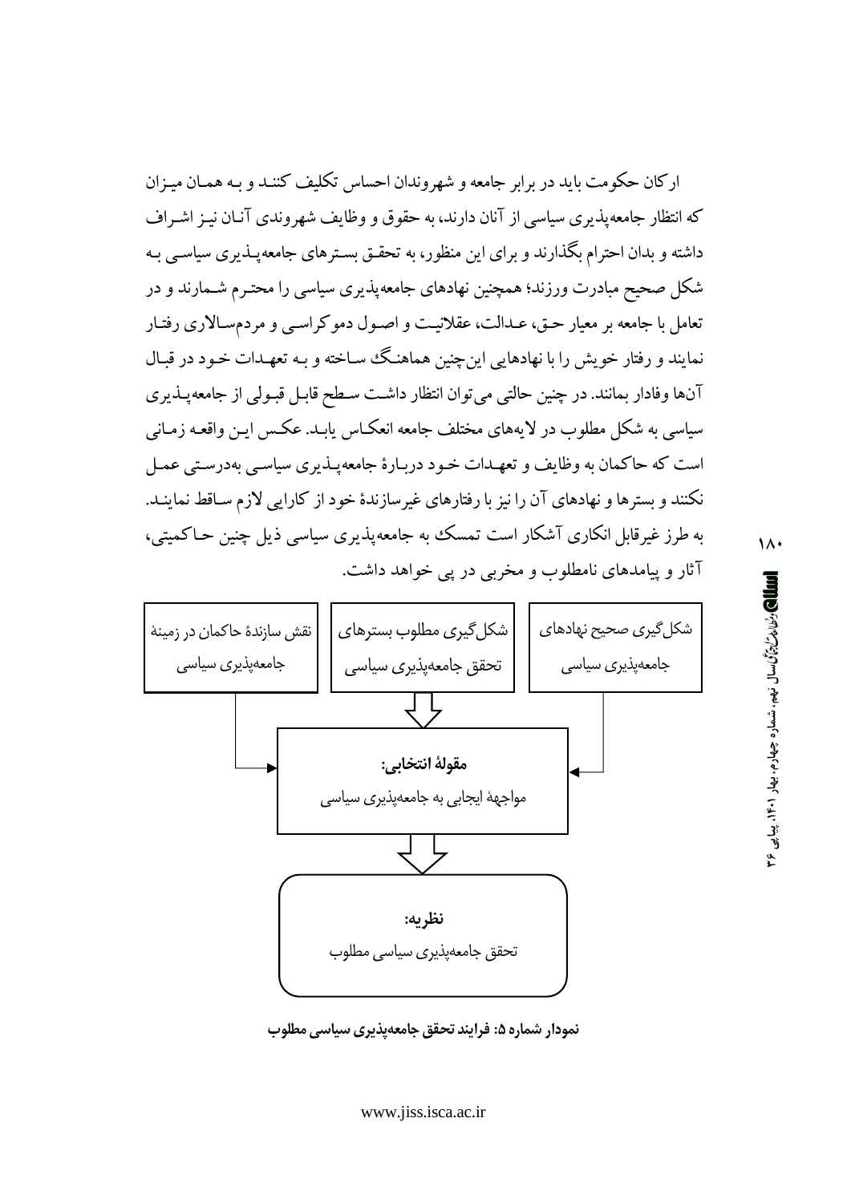ارکان حکومت باید در برابر جامعه و شهروندان احساس تکلیف کنند و به همان میزان که انتظار جامعه‌پذیری سیاسی از آنان دارند، به حقوق و وظایف شهروندی آنان نیز اشراف داشته و بدان احترام بگذارند و برای این منظور، به تحقق بسترهای جامعه‌پذیری سیاسی به شکل صحیح مبادرت ورزند؛ همچنین نهادهای جامعه‌پذیری سیاسی را محترم شمارند و در تعامل با جامعه بر معیار حق، عدالت، عقلانیت و اصول دموکراسی و مردم‌سالاری رفتار نمایند و رفتار خویش را با نهادهایی این‌چنین هماهنگ ساخته و به تعهدات خود در قبال آن‌ها وفادار بمانند. در چنین حالتی می‌توان انتظار داشت سطح قابل قبولی از جامعه‌پذیری سیاسی به شکل مطلوب در لایه‌های مختلف جامعه انعکاس یابد. عکس این واقعه زمانی است که حاکمان به وظایف و تعهدات خود دربارهٔ جامعه‌پذیری سیاسی به‌درستی عمل نکنند و بسترها و نهادهای آن را نیز با رفتارهای غیرسازندهٔ خود از کارایی لازم ساقط نمایند. به طرز غیرقابل انکاری آشکار است تمسک به جامعه‌پذیری سیاسی ذیل چنین حاکمیتی، آثار و پیامدهای نامطلوب و مخربی در پی خواهد داشت.

شکل‌گیری صحیح نهادهای جامعه‌پذیری سیاسی

شکل‌گیری مطلوب بسترهای تحقق جامعه‌پذیری سیاسی

نقش سازندهٔ حاکمان در زمینهٔ جامعه‌پذیری سیاسی

**مقولهٔ انتخابی:**
مواجههٔ ایجابی به جامعه‌پذیری سیاسی

**نظریه:**
تحقق جامعه‌پذیری سیاسی مطلوب

**نمودار شماره ۵: فرایند تحقق جامعه‌پذیری سیاسی مطلوب**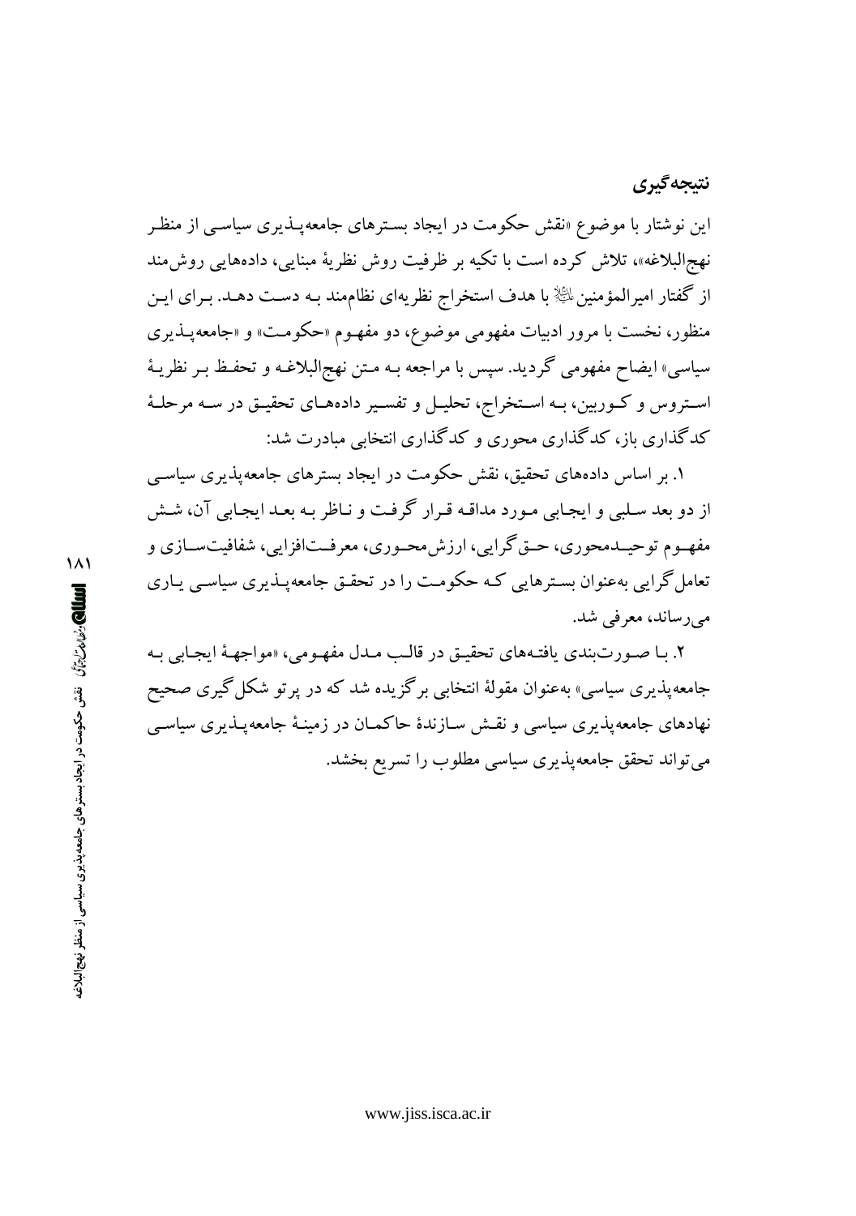## نتیجه‌گیری

این نوشتار با موضوع «نقش حکومت در ایجاد بسترهای جامعه‌پذیری سیاسی از منظر نهج‌البلاغه»، تلاش کرده است با تکیه بر ظرفیت روش نظریهٔ مبنایی، داده‌هایی روش‌مند از گفتار امیرالمؤمنین علیه‌السلام با هدف استخراج نظریه‌ای نظام‌مند به دست دهد. برای این منظور، نخست با مرور ادبیات مفهومی موضوع، دو مفهوم «حکومت» و «جامعه‌پذیری سیاسی» ایضاح مفهومی گردید. سپس با مراجعه به متن نهج‌البلاغه و تحفظ بر نظریهٔ استروس و کوربین، به استخراج، تحلیل و تفسیر داده‌های تحقیق در سه مرحلهٔ کدگذاری باز، کدگذاری محوری و کدگذاری انتخابی مبادرت شد:

۱. بر اساس داده‌های تحقیق، نقش حکومت در ایجاد بسترهای جامعه‌پذیری سیاسی از دو بعد سلبی و ایجابی مورد مداقه قرار گرفت و ناظر به بعد ایجابی آن، شش مفهوم توحیدمحوری، حق‌گرایی، ارزش‌محوری، معرفت‌افزایی، شفافیت‌سازی و تعامل‌گرایی به‌عنوان بسترهایی که حکومت را در تحقق جامعه‌پذیری سیاسی یاری می‌رساند، معرفی شد.

۲. با صورت‌بندی یافته‌های تحقیق در قالب مدل مفهومی، «مواجههٔ ایجابی به جامعه‌پذیری سیاسی» به‌عنوان مقولهٔ انتخابی برگزیده شد که در پرتو شکل‌گیری صحیح نهادهای جامعه‌پذیری سیاسی و نقش سازندهٔ حاکمان در زمینهٔ جامعه‌پذیری سیاسی می‌تواند تحقق جامعه‌پذیری سیاسی مطلوب را تسریع بخشد.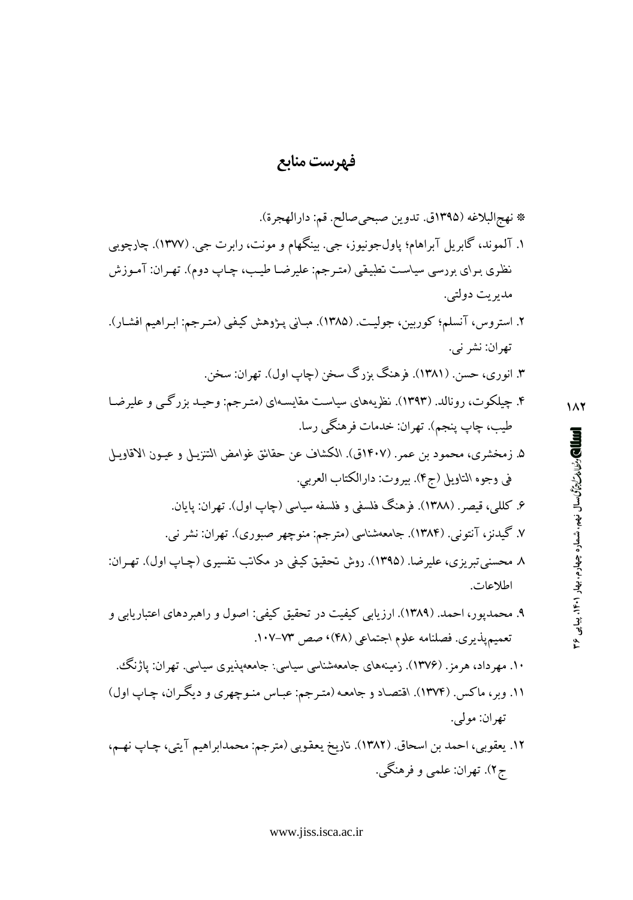# فهرست منابع

* نهج‌البلاغه (۱۳۹۵ق. تدوین صبحی‌صالح. قم: دارالهجرة).

۱. آلموند، گابریل آبراهام؛ پاول‌جونیوز، جی. بینگهام و مونت، رابرت جی. (۱۳۷۷). چارچوبی نظری برای بررسی سیاست تطبیقی (مترجم: علیرضا طیب، چاپ دوم). تهران: آموزش مدیریت دولتی.

۲. استروس، آنسلم؛ کوربین، جولیت. (۱۳۸۵). مبانی پژوهش کیفی (مترجم: ابراهیم افشار). تهران: نشر نی.

۳. انوری، حسن. (۱۳۸۱). فرهنگ بزرگ سخن (چاپ اول). تهران: سخن.

۴. چیلکوت، رونالد. (۱۳۹۳). نظریه‌های سیاست مقایسه‌ای (مترجم: وحید بزرگی و علیرضا طیب، چاپ پنجم). تهران: خدمات فرهنگی رسا.

۵. زمخشری، محمود بن عمر. (۱۴۰۷ق). الکشاف عن حقائق غوامض التنزیل و عیون الاقاویل فی وجوه التاویل (ج۴). بیروت: دارالکتاب العربي.

۶. کللی، قیصر. (۱۳۸۸). فرهنگ فلسفی و فلسفه سیاسی (چاپ اول). تهران: پایان.

۷. گیدنز، آنتونی. (۱۳۸۴). جامعه‌شناسی (مترجم: منوچهر صبوری). تهران: نشر نی.

۸. محسنی‌تبریزی، علیرضا. (۱۳۹۵). روش تحقیق کیفی در مکاتب تفسیری (چاپ اول). تهران: اطلاعات.

۹. محمدپور، احمد. (۱۳۸۹). ارزیابی کیفیت در تحقیق کیفی: اصول و راهبردهای اعتباریابی و تعمیم‌پذیری. فصلنامه علوم اجتماعی (۴۸)، صص ۷۳-۱۰۷.

۱۰. مهرداد، هرمز. (۱۳۷۶). زمینه‌های جامعه‌شناسی سیاسی: جامعه‌پذیری سیاسی. تهران: پاژنگ.

۱۱. وبر، ماکس. (۱۳۷۴). اقتصاد و جامعه (مترجم: عباس منوچهری و دیگران، چاپ اول) تهران: مولی.

۱۲. یعقوبی، احمد بن اسحاق. (۱۳۸۲). تاریخ یعقوبی (مترجم: محمدابراهیم آیتی، چاپ نهم، ج۲). تهران: علمی و فرهنگی.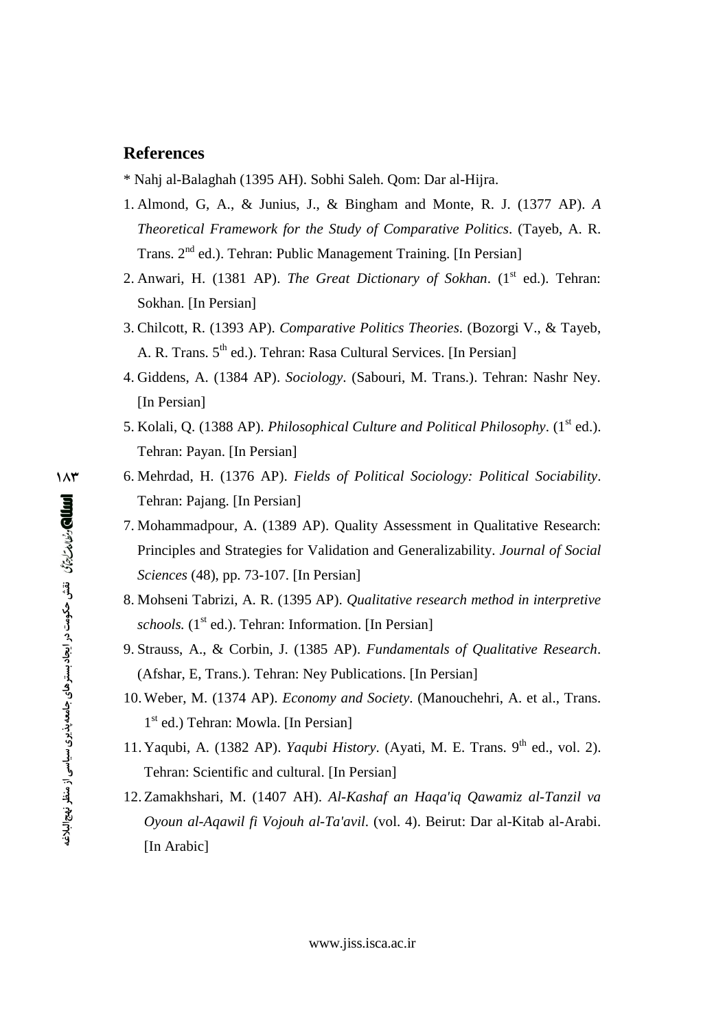## References

* Nahj al-Balaghah (1395 AH). Sobhi Saleh. Qom: Dar al-Hijra.

1. Almond, G, A., & Junius, J., & Bingham and Monte, R. J. (1377 AP). *A Theoretical Framework for the Study of Comparative Politics*. (Tayeb, A. R. Trans. 2nd ed.). Tehran: Public Management Training. [In Persian]
2. Anwari, H. (1381 AP). *The Great Dictionary of Sokhan*. (1st ed.). Tehran: Sokhan. [In Persian]
3. Chilcott, R. (1393 AP). *Comparative Politics Theories*. (Bozorgi V., & Tayeb, A. R. Trans. 5th ed.). Tehran: Rasa Cultural Services. [In Persian]
4. Giddens, A. (1384 AP). *Sociology*. (Sabouri, M. Trans.). Tehran: Nashr Ney. [In Persian]
5. Kolali, Q. (1388 AP). *Philosophical Culture and Political Philosophy*. (1st ed.). Tehran: Payan. [In Persian]
6. Mehrdad, H. (1376 AP). *Fields of Political Sociology: Political Sociability*. Tehran: Pajang. [In Persian]
7. Mohammadpour, A. (1389 AP). Quality Assessment in Qualitative Research: Principles and Strategies for Validation and Generalizability. *Journal of Social Sciences* (48), pp. 73-107. [In Persian]
8. Mohseni Tabrizi, A. R. (1395 AP). *Qualitative research method in interpretive schools.* (1st ed.). Tehran: Information. [In Persian]
9. Strauss, A., & Corbin, J. (1385 AP). *Fundamentals of Qualitative Research*. (Afshar, E, Trans.). Tehran: Ney Publications. [In Persian]
10. Weber, M. (1374 AP). *Economy and Society*. (Manouchehri, A. et al., Trans. 1st ed.) Tehran: Mowla. [In Persian]
11. Yaqubi, A. (1382 AP). *Yaqubi History*. (Ayati, M. E. Trans. 9th ed., vol. 2). Tehran: Scientific and cultural. [In Persian]
12. Zamakhshari, M. (1407 AH). *Al-Kashaf an Haqa'iq Qawamiz al-Tanzil va Oyoun al-Aqawil fi Vojouh al-Ta'avil*. (vol. 4). Beirut: Dar al-Kitab al-Arabi. [In Arabic]